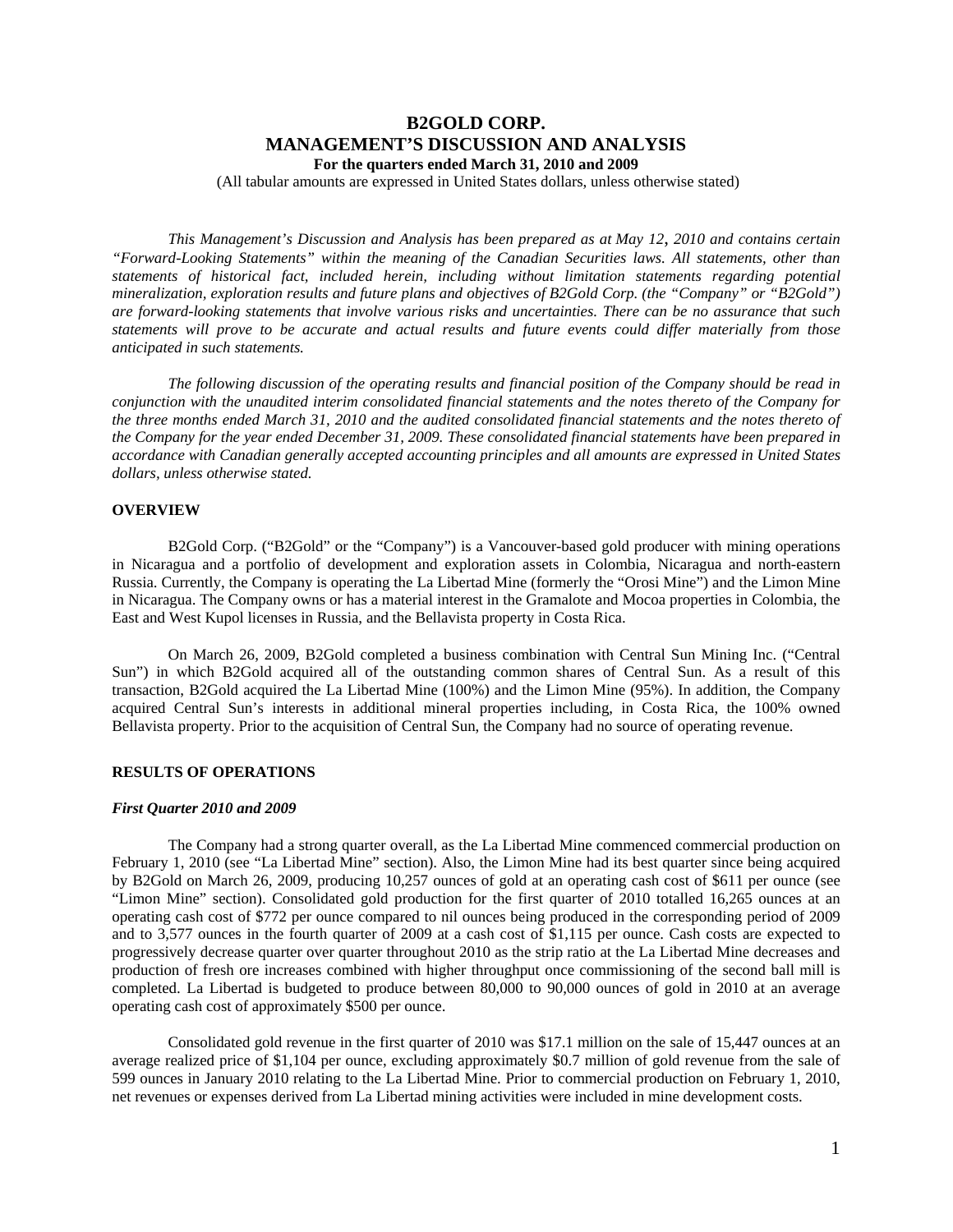# B2GOLD CORP.
# MANAGEMENT'S DISCUSSION AND ANALYSIS

**For the quarters ended March 31, 2010 and 2009**

(All tabular amounts are expressed in United States dollars, unless otherwise stated)

*This Management's Discussion and Analysis has been prepared as at May 12, 2010 and contains certain "Forward-Looking Statements" within the meaning of the Canadian Securities laws. All statements, other than statements of historical fact, included herein, including without limitation statements regarding potential mineralization, exploration results and future plans and objectives of B2Gold Corp. (the "Company" or "B2Gold") are forward-looking statements that involve various risks and uncertainties. There can be no assurance that such statements will prove to be accurate and actual results and future events could differ materially from those anticipated in such statements.*

*The following discussion of the operating results and financial position of the Company should be read in conjunction with the unaudited interim consolidated financial statements and the notes thereto of the Company for the three months ended March 31, 2010 and the audited consolidated financial statements and the notes thereto of the Company for the year ended December 31, 2009. These consolidated financial statements have been prepared in accordance with Canadian generally accepted accounting principles and all amounts are expressed in United States dollars, unless otherwise stated.*

## OVERVIEW

B2Gold Corp. ("B2Gold" or the "Company") is a Vancouver-based gold producer with mining operations in Nicaragua and a portfolio of development and exploration assets in Colombia, Nicaragua and north-eastern Russia. Currently, the Company is operating the La Libertad Mine (formerly the "Orosi Mine") and the Limon Mine in Nicaragua. The Company owns or has a material interest in the Gramalote and Mocoa properties in Colombia, the East and West Kupol licenses in Russia, and the Bellavista property in Costa Rica.

On March 26, 2009, B2Gold completed a business combination with Central Sun Mining Inc. ("Central Sun") in which B2Gold acquired all of the outstanding common shares of Central Sun. As a result of this transaction, B2Gold acquired the La Libertad Mine (100%) and the Limon Mine (95%). In addition, the Company acquired Central Sun's interests in additional mineral properties including, in Costa Rica, the 100% owned Bellavista property. Prior to the acquisition of Central Sun, the Company had no source of operating revenue.

## RESULTS OF OPERATIONS

### *First Quarter 2010 and 2009*

The Company had a strong quarter overall, as the La Libertad Mine commenced commercial production on February 1, 2010 (see "La Libertad Mine" section). Also, the Limon Mine had its best quarter since being acquired by B2Gold on March 26, 2009, producing 10,257 ounces of gold at an operating cash cost of $611 per ounce (see "Limon Mine" section). Consolidated gold production for the first quarter of 2010 totalled 16,265 ounces at an operating cash cost of $772 per ounce compared to nil ounces being produced in the corresponding period of 2009 and to 3,577 ounces in the fourth quarter of 2009 at a cash cost of $1,115 per ounce. Cash costs are expected to progressively decrease quarter over quarter throughout 2010 as the strip ratio at the La Libertad Mine decreases and production of fresh ore increases combined with higher throughput once commissioning of the second ball mill is completed. La Libertad is budgeted to produce between 80,000 to 90,000 ounces of gold in 2010 at an average operating cash cost of approximately $500 per ounce.

Consolidated gold revenue in the first quarter of 2010 was $17.1 million on the sale of 15,447 ounces at an average realized price of $1,104 per ounce, excluding approximately $0.7 million of gold revenue from the sale of 599 ounces in January 2010 relating to the La Libertad Mine. Prior to commercial production on February 1, 2010, net revenues or expenses derived from La Libertad mining activities were included in mine development costs.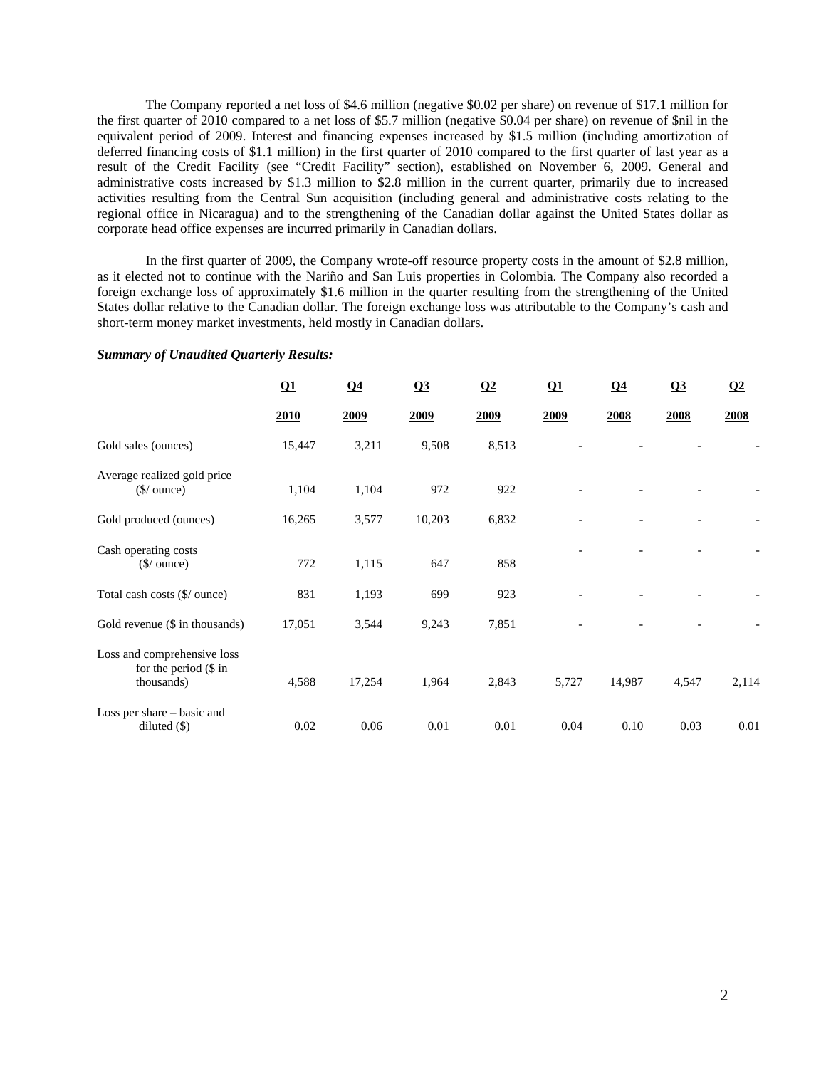The Company reported a net loss of $4.6 million (negative $0.02 per share) on revenue of $17.1 million for the first quarter of 2010 compared to a net loss of $5.7 million (negative $0.04 per share) on revenue of $nil in the equivalent period of 2009. Interest and financing expenses increased by $1.5 million (including amortization of deferred financing costs of $1.1 million) in the first quarter of 2010 compared to the first quarter of last year as a result of the Credit Facility (see "Credit Facility" section), established on November 6, 2009. General and administrative costs increased by $1.3 million to $2.8 million in the current quarter, primarily due to increased activities resulting from the Central Sun acquisition (including general and administrative costs relating to the regional office in Nicaragua) and to the strengthening of the Canadian dollar against the United States dollar as corporate head office expenses are incurred primarily in Canadian dollars.

In the first quarter of 2009, the Company wrote-off resource property costs in the amount of $2.8 million, as it elected not to continue with the Nariño and San Luis properties in Colombia. The Company also recorded a foreign exchange loss of approximately $1.6 million in the quarter resulting from the strengthening of the United States dollar relative to the Canadian dollar. The foreign exchange loss was attributable to the Company's cash and short-term money market investments, held mostly in Canadian dollars.

***Summary of Unaudited Quarterly Results:***

| | Q1 2010 | Q4 2009 | Q3 2009 | Q2 2009 | Q1 2009 | Q4 2008 | Q3 2008 | Q2 2008 |
|---|---|---|---|---|---|---|---|---|
| Gold sales (ounces) | 15,447 | 3,211 | 9,508 | 8,513 | - | - | - | - |
| Average realized gold price ($/ ounce) | 1,104 | 1,104 | 972 | 922 | - | - | - | - |
| Gold produced (ounces) | 16,265 | 3,577 | 10,203 | 6,832 | - | - | - | - |
| Cash operating costs ($/ ounce) | 772 | 1,115 | 647 | 858 | - | - | - | - |
| Total cash costs ($/ ounce) | 831 | 1,193 | 699 | 923 | - | - | - | - |
| Gold revenue ($ in thousands) | 17,051 | 3,544 | 9,243 | 7,851 | - | - | - | - |
| Loss and comprehensive loss for the period ($ in thousands) | 4,588 | 17,254 | 1,964 | 2,843 | 5,727 | 14,987 | 4,547 | 2,114 |
| Loss per share – basic and diluted ($) | 0.02 | 0.06 | 0.01 | 0.01 | 0.04 | 0.10 | 0.03 | 0.01 |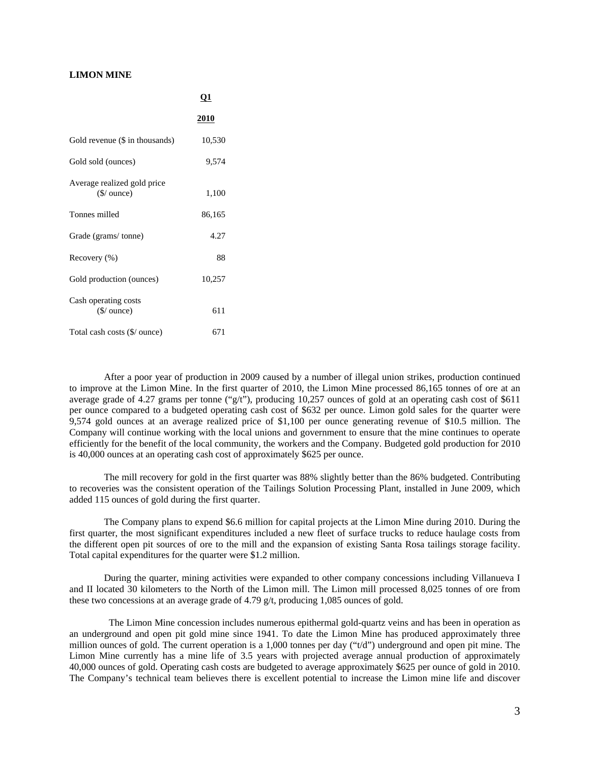## LIMON MINE

| | Q1 2010 |
|---|---|
| Gold revenue ($ in thousands) | 10,530 |
| Gold sold (ounces) | 9,574 |
| Average realized gold price ($/ ounce) | 1,100 |
| Tonnes milled | 86,165 |
| Grade (grams/ tonne) | 4.27 |
| Recovery (%) | 88 |
| Gold production (ounces) | 10,257 |
| Cash operating costs ($/ ounce) | 611 |
| Total cash costs ($/ ounce) | 671 |

After a poor year of production in 2009 caused by a number of illegal union strikes, production continued to improve at the Limon Mine. In the first quarter of 2010, the Limon Mine processed 86,165 tonnes of ore at an average grade of 4.27 grams per tonne ("g/t"), producing 10,257 ounces of gold at an operating cash cost of $611 per ounce compared to a budgeted operating cash cost of $632 per ounce. Limon gold sales for the quarter were 9,574 gold ounces at an average realized price of $1,100 per ounce generating revenue of $10.5 million. The Company will continue working with the local unions and government to ensure that the mine continues to operate efficiently for the benefit of the local community, the workers and the Company. Budgeted gold production for 2010 is 40,000 ounces at an operating cash cost of approximately $625 per ounce.

The mill recovery for gold in the first quarter was 88% slightly better than the 86% budgeted. Contributing to recoveries was the consistent operation of the Tailings Solution Processing Plant, installed in June 2009, which added 115 ounces of gold during the first quarter.

The Company plans to expend $6.6 million for capital projects at the Limon Mine during 2010. During the first quarter, the most significant expenditures included a new fleet of surface trucks to reduce haulage costs from the different open pit sources of ore to the mill and the expansion of existing Santa Rosa tailings storage facility. Total capital expenditures for the quarter were $1.2 million.

During the quarter, mining activities were expanded to other company concessions including Villanueva I and II located 30 kilometers to the North of the Limon mill. The Limon mill processed 8,025 tonnes of ore from these two concessions at an average grade of 4.79 g/t, producing 1,085 ounces of gold.

The Limon Mine concession includes numerous epithermal gold-quartz veins and has been in operation as an underground and open pit gold mine since 1941. To date the Limon Mine has produced approximately three million ounces of gold. The current operation is a 1,000 tonnes per day ("t/d") underground and open pit mine. The Limon Mine currently has a mine life of 3.5 years with projected average annual production of approximately 40,000 ounces of gold. Operating cash costs are budgeted to average approximately $625 per ounce of gold in 2010. The Company's technical team believes there is excellent potential to increase the Limon mine life and discover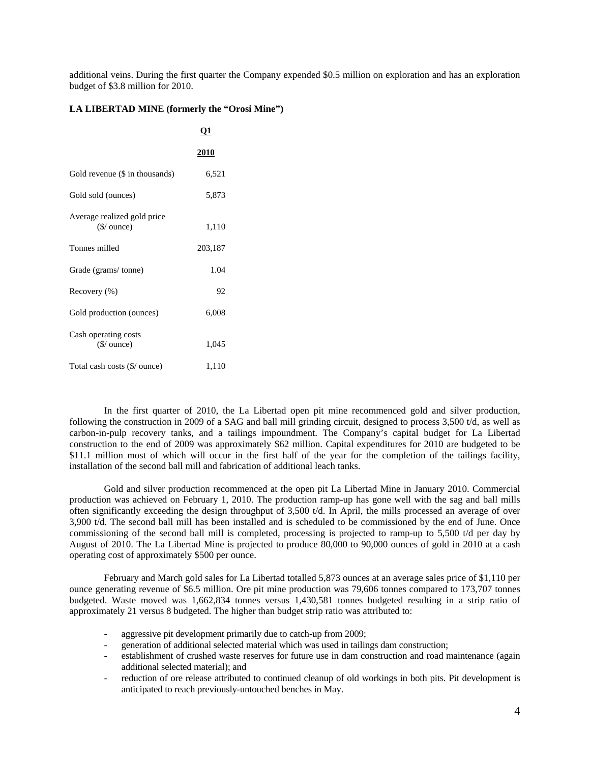additional veins. During the first quarter the Company expended $0.5 million on exploration and has an exploration budget of $3.8 million for 2010.

**LA LIBERTAD MINE (formerly the "Orosi Mine")**

| | Q1 2010 |
|---|---|
| Gold revenue ($ in thousands) | 6,521 |
| Gold sold (ounces) | 5,873 |
| Average realized gold price ($/ ounce) | 1,110 |
| Tonnes milled | 203,187 |
| Grade (grams/ tonne) | 1.04 |
| Recovery (%) | 92 |
| Gold production (ounces) | 6,008 |
| Cash operating costs ($/ ounce) | 1,045 |
| Total cash costs ($/ ounce) | 1,110 |

In the first quarter of 2010, the La Libertad open pit mine recommenced gold and silver production, following the construction in 2009 of a SAG and ball mill grinding circuit, designed to process 3,500 t/d, as well as carbon-in-pulp recovery tanks, and a tailings impoundment. The Company's capital budget for La Libertad construction to the end of 2009 was approximately $62 million. Capital expenditures for 2010 are budgeted to be $11.1 million most of which will occur in the first half of the year for the completion of the tailings facility, installation of the second ball mill and fabrication of additional leach tanks.

Gold and silver production recommenced at the open pit La Libertad Mine in January 2010. Commercial production was achieved on February 1, 2010. The production ramp-up has gone well with the sag and ball mills often significantly exceeding the design throughput of 3,500 t/d. In April, the mills processed an average of over 3,900 t/d. The second ball mill has been installed and is scheduled to be commissioned by the end of June. Once commissioning of the second ball mill is completed, processing is projected to ramp-up to 5,500 t/d per day by August of 2010. The La Libertad Mine is projected to produce 80,000 to 90,000 ounces of gold in 2010 at a cash operating cost of approximately $500 per ounce.

February and March gold sales for La Libertad totalled 5,873 ounces at an average sales price of $1,110 per ounce generating revenue of $6.5 million. Ore pit mine production was 79,606 tonnes compared to 173,707 tonnes budgeted. Waste moved was 1,662,834 tonnes versus 1,430,581 tonnes budgeted resulting in a strip ratio of approximately 21 versus 8 budgeted. The higher than budget strip ratio was attributed to:

- aggressive pit development primarily due to catch-up from 2009;
- generation of additional selected material which was used in tailings dam construction;
- establishment of crushed waste reserves for future use in dam construction and road maintenance (again additional selected material); and
- reduction of ore release attributed to continued cleanup of old workings in both pits. Pit development is anticipated to reach previously-untouched benches in May.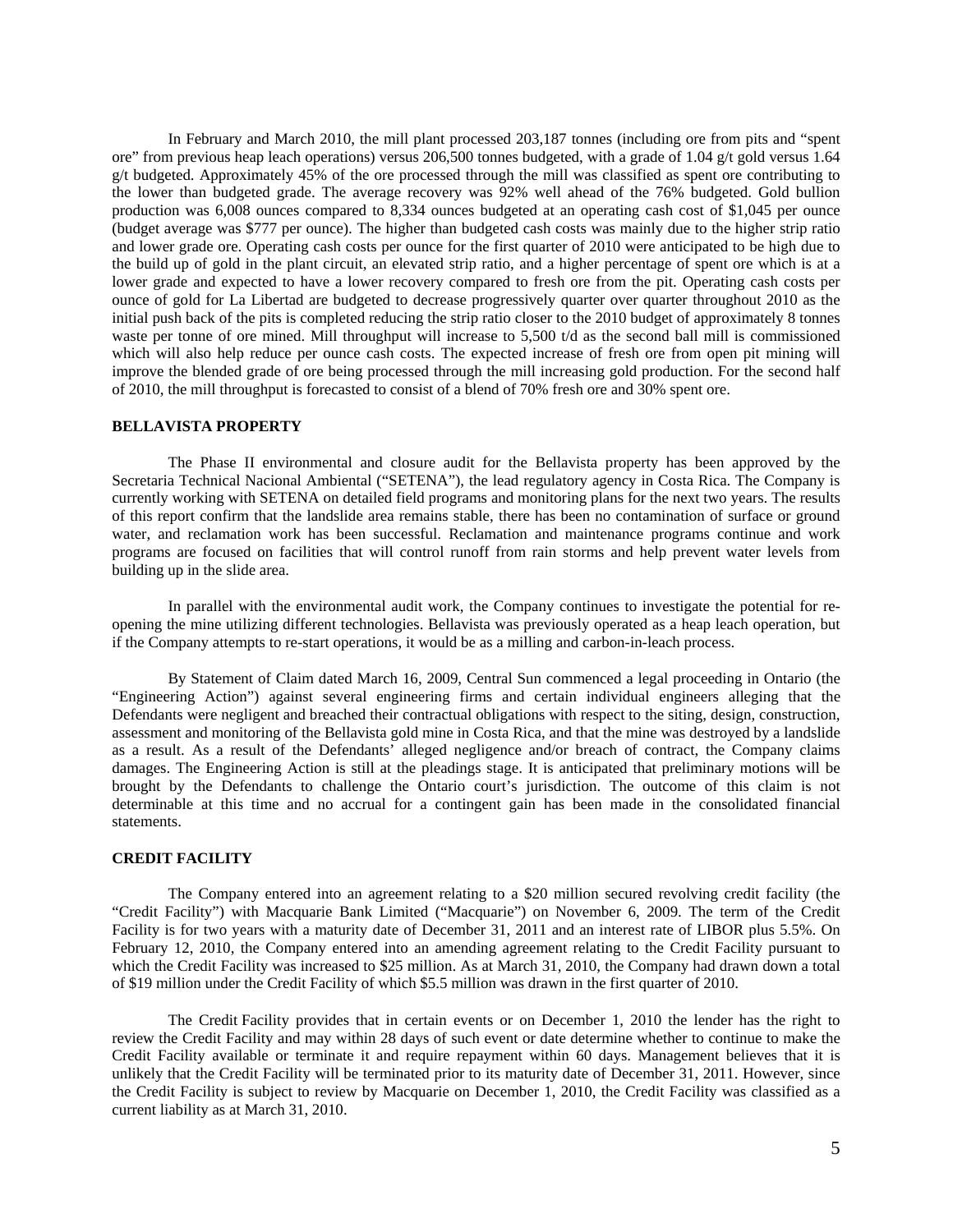In February and March 2010, the mill plant processed 203,187 tonnes (including ore from pits and "spent ore" from previous heap leach operations) versus 206,500 tonnes budgeted, with a grade of 1.04 g/t gold versus 1.64 g/t budgeted. Approximately 45% of the ore processed through the mill was classified as spent ore contributing to the lower than budgeted grade. The average recovery was 92% well ahead of the 76% budgeted. Gold bullion production was 6,008 ounces compared to 8,334 ounces budgeted at an operating cash cost of $1,045 per ounce (budget average was $777 per ounce). The higher than budgeted cash costs was mainly due to the higher strip ratio and lower grade ore. Operating cash costs per ounce for the first quarter of 2010 were anticipated to be high due to the build up of gold in the plant circuit, an elevated strip ratio, and a higher percentage of spent ore which is at a lower grade and expected to have a lower recovery compared to fresh ore from the pit. Operating cash costs per ounce of gold for La Libertad are budgeted to decrease progressively quarter over quarter throughout 2010 as the initial push back of the pits is completed reducing the strip ratio closer to the 2010 budget of approximately 8 tonnes waste per tonne of ore mined. Mill throughput will increase to 5,500 t/d as the second ball mill is commissioned which will also help reduce per ounce cash costs. The expected increase of fresh ore from open pit mining will improve the blended grade of ore being processed through the mill increasing gold production. For the second half of 2010, the mill throughput is forecasted to consist of a blend of 70% fresh ore and 30% spent ore.

## BELLAVISTA PROPERTY

The Phase II environmental and closure audit for the Bellavista property has been approved by the Secretaria Technical Nacional Ambiental ("SETENA"), the lead regulatory agency in Costa Rica. The Company is currently working with SETENA on detailed field programs and monitoring plans for the next two years. The results of this report confirm that the landslide area remains stable, there has been no contamination of surface or ground water, and reclamation work has been successful. Reclamation and maintenance programs continue and work programs are focused on facilities that will control runoff from rain storms and help prevent water levels from building up in the slide area.

In parallel with the environmental audit work, the Company continues to investigate the potential for re-opening the mine utilizing different technologies. Bellavista was previously operated as a heap leach operation, but if the Company attempts to re-start operations, it would be as a milling and carbon-in-leach process.

By Statement of Claim dated March 16, 2009, Central Sun commenced a legal proceeding in Ontario (the "Engineering Action") against several engineering firms and certain individual engineers alleging that the Defendants were negligent and breached their contractual obligations with respect to the siting, design, construction, assessment and monitoring of the Bellavista gold mine in Costa Rica, and that the mine was destroyed by a landslide as a result. As a result of the Defendants' alleged negligence and/or breach of contract, the Company claims damages. The Engineering Action is still at the pleadings stage. It is anticipated that preliminary motions will be brought by the Defendants to challenge the Ontario court's jurisdiction. The outcome of this claim is not determinable at this time and no accrual for a contingent gain has been made in the consolidated financial statements.

## CREDIT FACILITY

The Company entered into an agreement relating to a $20 million secured revolving credit facility (the "Credit Facility") with Macquarie Bank Limited ("Macquarie") on November 6, 2009. The term of the Credit Facility is for two years with a maturity date of December 31, 2011 and an interest rate of LIBOR plus 5.5%. On February 12, 2010, the Company entered into an amending agreement relating to the Credit Facility pursuant to which the Credit Facility was increased to $25 million. As at March 31, 2010, the Company had drawn down a total of $19 million under the Credit Facility of which $5.5 million was drawn in the first quarter of 2010.

The Credit Facility provides that in certain events or on December 1, 2010 the lender has the right to review the Credit Facility and may within 28 days of such event or date determine whether to continue to make the Credit Facility available or terminate it and require repayment within 60 days. Management believes that it is unlikely that the Credit Facility will be terminated prior to its maturity date of December 31, 2011. However, since the Credit Facility is subject to review by Macquarie on December 1, 2010, the Credit Facility was classified as a current liability as at March 31, 2010.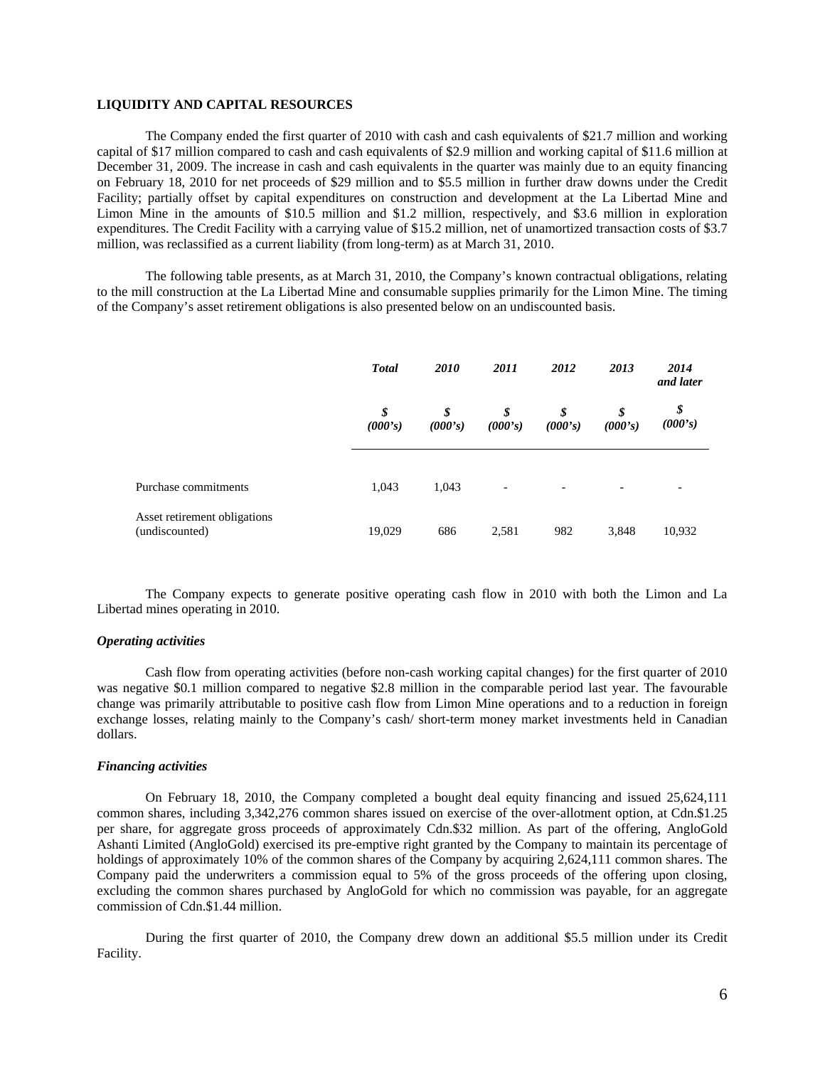**LIQUIDITY AND CAPITAL RESOURCES**

The Company ended the first quarter of 2010 with cash and cash equivalents of $21.7 million and working capital of $17 million compared to cash and cash equivalents of $2.9 million and working capital of $11.6 million at December 31, 2009. The increase in cash and cash equivalents in the quarter was mainly due to an equity financing on February 18, 2010 for net proceeds of $29 million and to $5.5 million in further draw downs under the Credit Facility; partially offset by capital expenditures on construction and development at the La Libertad Mine and Limon Mine in the amounts of $10.5 million and $1.2 million, respectively, and $3.6 million in exploration expenditures. The Credit Facility with a carrying value of $15.2 million, net of unamortized transaction costs of $3.7 million, was reclassified as a current liability (from long-term) as at March 31, 2010.

The following table presents, as at March 31, 2010, the Company's known contractual obligations, relating to the mill construction at the La Libertad Mine and consumable supplies primarily for the Limon Mine. The timing of the Company's asset retirement obligations is also presented below on an undiscounted basis.

| | *Total* | *2010* | *2011* | *2012* | *2013* | *2014 and later* |
|---|---|---|---|---|---|---|
| | *$ (000's)* | *$ (000's)* | *$ (000's)* | *$ (000's)* | *$ (000's)* | *$ (000's)* |
| Purchase commitments | 1,043 | 1,043 | - | - | - | - |
| Asset retirement obligations (undiscounted) | 19,029 | 686 | 2,581 | 982 | 3,848 | 10,932 |

The Company expects to generate positive operating cash flow in 2010 with both the Limon and La Libertad mines operating in 2010.

***Operating activities***

Cash flow from operating activities (before non-cash working capital changes) for the first quarter of 2010 was negative $0.1 million compared to negative $2.8 million in the comparable period last year. The favourable change was primarily attributable to positive cash flow from Limon Mine operations and to a reduction in foreign exchange losses, relating mainly to the Company's cash/ short-term money market investments held in Canadian dollars.

***Financing activities***

On February 18, 2010, the Company completed a bought deal equity financing and issued 25,624,111 common shares, including 3,342,276 common shares issued on exercise of the over-allotment option, at Cdn.$1.25 per share, for aggregate gross proceeds of approximately Cdn.$32 million. As part of the offering, AngloGold Ashanti Limited (AngloGold) exercised its pre-emptive right granted by the Company to maintain its percentage of holdings of approximately 10% of the common shares of the Company by acquiring 2,624,111 common shares. The Company paid the underwriters a commission equal to 5% of the gross proceeds of the offering upon closing, excluding the common shares purchased by AngloGold for which no commission was payable, for an aggregate commission of Cdn.$1.44 million.

During the first quarter of 2010, the Company drew down an additional $5.5 million under its Credit Facility.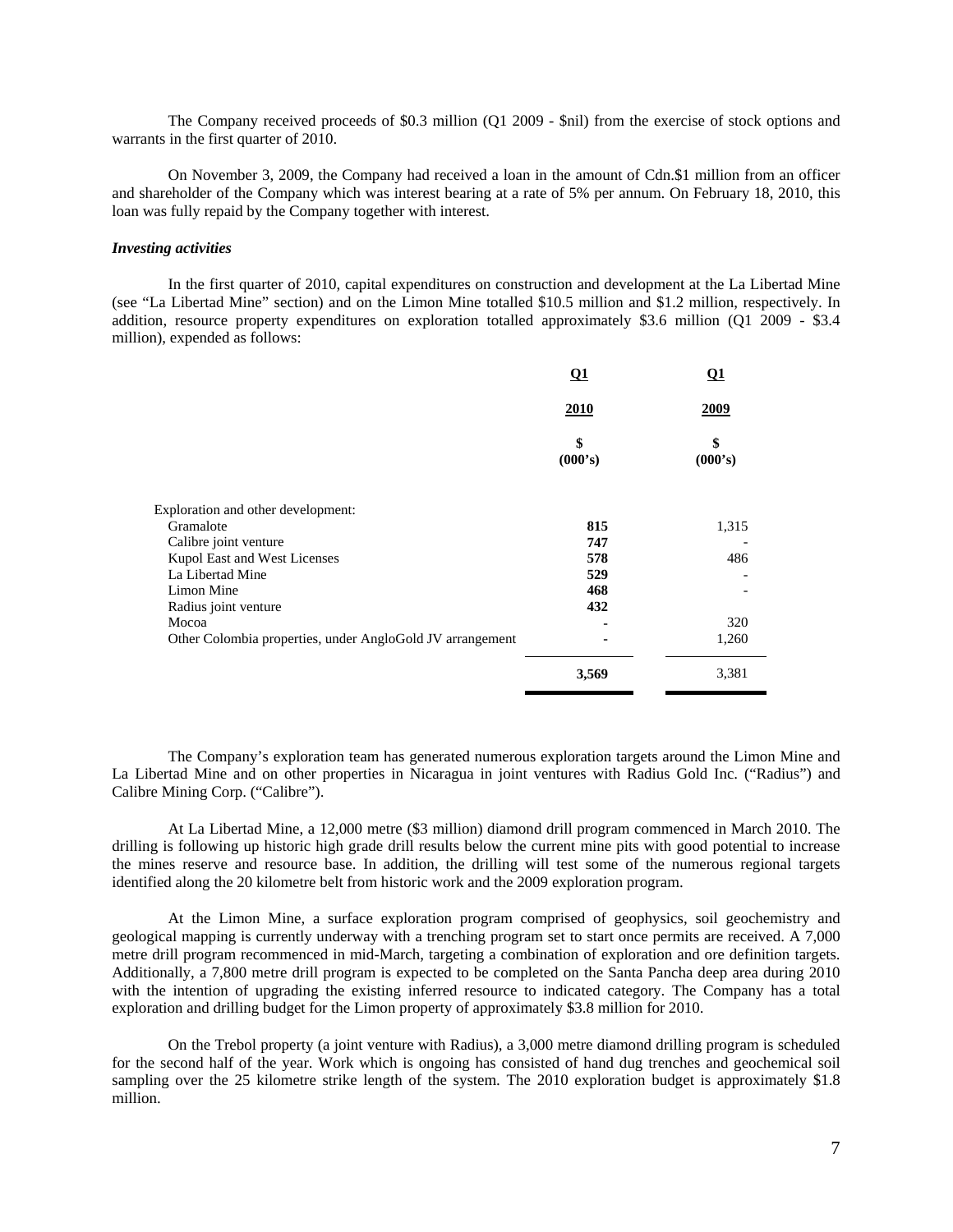The Company received proceeds of $0.3 million (Q1 2009 - $nil) from the exercise of stock options and warrants in the first quarter of 2010.

On November 3, 2009, the Company had received a loan in the amount of Cdn.$1 million from an officer and shareholder of the Company which was interest bearing at a rate of 5% per annum. On February 18, 2010, this loan was fully repaid by the Company together with interest.

***Investing activities***

In the first quarter of 2010, capital expenditures on construction and development at the La Libertad Mine (see "La Libertad Mine" section) and on the Limon Mine totalled $10.5 million and $1.2 million, respectively. In addition, resource property expenditures on exploration totalled approximately $3.6 million (Q1 2009 - $3.4 million), expended as follows:

| | Q1 2010 $ (000's) | Q1 2009 $ (000's) |
|---|---|---|
| Exploration and other development: | | |
| Gramalote | **815** | 1,315 |
| Calibre joint venture | **747** | - |
| Kupol East and West Licenses | **578** | 486 |
| La Libertad Mine | **529** | - |
| Limon Mine | **468** | - |
| Radius joint venture | **432** | |
| Mocoa | **-** | 320 |
| Other Colombia properties, under AngloGold JV arrangement | **-** | 1,260 |
| | **3,569** | 3,381 |

The Company's exploration team has generated numerous exploration targets around the Limon Mine and La Libertad Mine and on other properties in Nicaragua in joint ventures with Radius Gold Inc. ("Radius") and Calibre Mining Corp. ("Calibre").

At La Libertad Mine, a 12,000 metre ($3 million) diamond drill program commenced in March 2010. The drilling is following up historic high grade drill results below the current mine pits with good potential to increase the mines reserve and resource base. In addition, the drilling will test some of the numerous regional targets identified along the 20 kilometre belt from historic work and the 2009 exploration program.

At the Limon Mine, a surface exploration program comprised of geophysics, soil geochemistry and geological mapping is currently underway with a trenching program set to start once permits are received. A 7,000 metre drill program recommenced in mid-March, targeting a combination of exploration and ore definition targets. Additionally, a 7,800 metre drill program is expected to be completed on the Santa Pancha deep area during 2010 with the intention of upgrading the existing inferred resource to indicated category. The Company has a total exploration and drilling budget for the Limon property of approximately $3.8 million for 2010.

On the Trebol property (a joint venture with Radius), a 3,000 metre diamond drilling program is scheduled for the second half of the year. Work which is ongoing has consisted of hand dug trenches and geochemical soil sampling over the 25 kilometre strike length of the system. The 2010 exploration budget is approximately $1.8 million.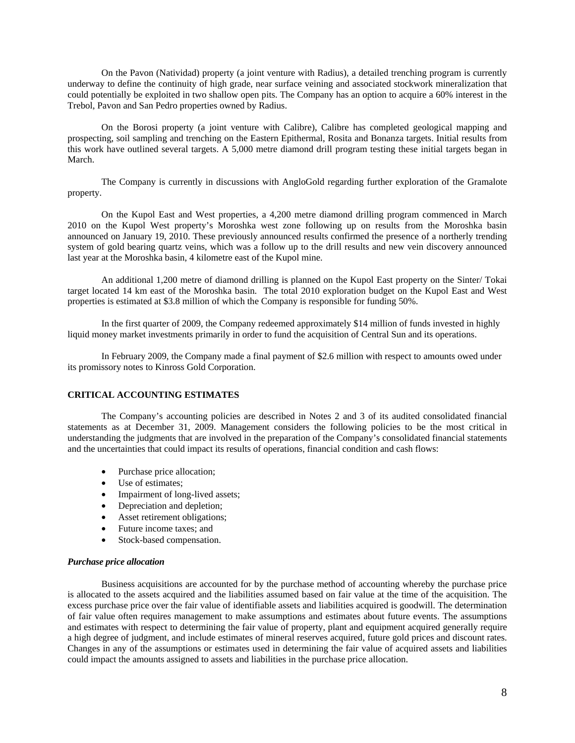On the Pavon (Natividad) property (a joint venture with Radius), a detailed trenching program is currently underway to define the continuity of high grade, near surface veining and associated stockwork mineralization that could potentially be exploited in two shallow open pits. The Company has an option to acquire a 60% interest in the Trebol, Pavon and San Pedro properties owned by Radius.

On the Borosi property (a joint venture with Calibre), Calibre has completed geological mapping and prospecting, soil sampling and trenching on the Eastern Epithermal, Rosita and Bonanza targets. Initial results from this work have outlined several targets. A 5,000 metre diamond drill program testing these initial targets began in March.

The Company is currently in discussions with AngloGold regarding further exploration of the Gramalote property.

On the Kupol East and West properties, a 4,200 metre diamond drilling program commenced in March 2010 on the Kupol West property's Moroshka west zone following up on results from the Moroshka basin announced on January 19, 2010. These previously announced results confirmed the presence of a northerly trending system of gold bearing quartz veins, which was a follow up to the drill results and new vein discovery announced last year at the Moroshka basin, 4 kilometre east of the Kupol mine.

An additional 1,200 metre of diamond drilling is planned on the Kupol East property on the Sinter/ Tokai target located 14 km east of the Moroshka basin. The total 2010 exploration budget on the Kupol East and West properties is estimated at $3.8 million of which the Company is responsible for funding 50%.

In the first quarter of 2009, the Company redeemed approximately $14 million of funds invested in highly liquid money market investments primarily in order to fund the acquisition of Central Sun and its operations.

In February 2009, the Company made a final payment of $2.6 million with respect to amounts owed under its promissory notes to Kinross Gold Corporation.

## CRITICAL ACCOUNTING ESTIMATES

The Company's accounting policies are described in Notes 2 and 3 of its audited consolidated financial statements as at December 31, 2009. Management considers the following policies to be the most critical in understanding the judgments that are involved in the preparation of the Company's consolidated financial statements and the uncertainties that could impact its results of operations, financial condition and cash flows:

- Purchase price allocation;
- Use of estimates;
- Impairment of long-lived assets;
- Depreciation and depletion;
- Asset retirement obligations;
- Future income taxes; and
- Stock-based compensation.

### *Purchase price allocation*

Business acquisitions are accounted for by the purchase method of accounting whereby the purchase price is allocated to the assets acquired and the liabilities assumed based on fair value at the time of the acquisition. The excess purchase price over the fair value of identifiable assets and liabilities acquired is goodwill. The determination of fair value often requires management to make assumptions and estimates about future events. The assumptions and estimates with respect to determining the fair value of property, plant and equipment acquired generally require a high degree of judgment, and include estimates of mineral reserves acquired, future gold prices and discount rates. Changes in any of the assumptions or estimates used in determining the fair value of acquired assets and liabilities could impact the amounts assigned to assets and liabilities in the purchase price allocation.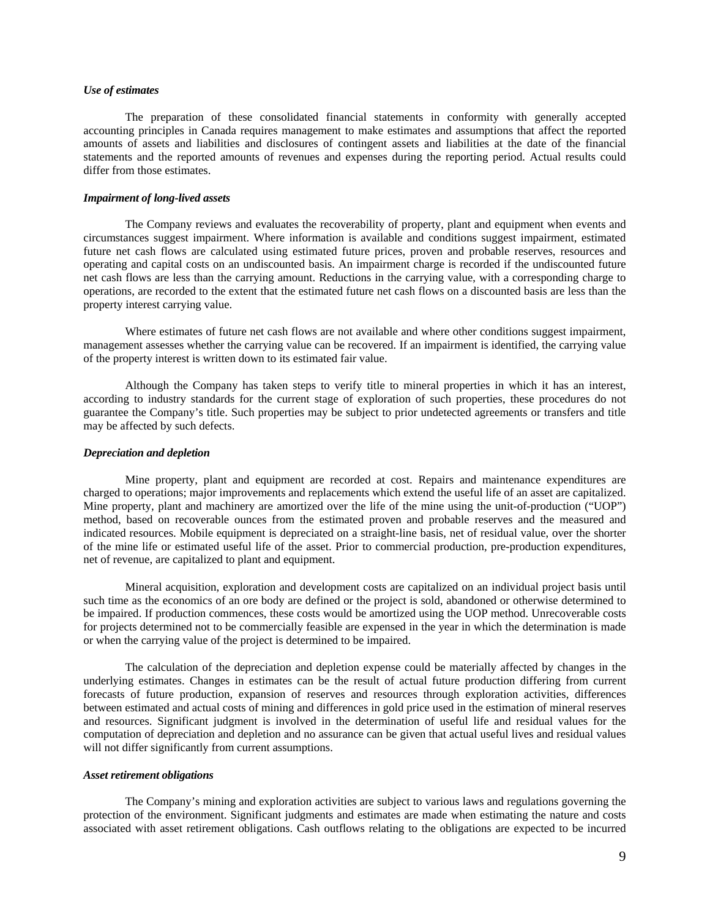***Use of estimates***

The preparation of these consolidated financial statements in conformity with generally accepted accounting principles in Canada requires management to make estimates and assumptions that affect the reported amounts of assets and liabilities and disclosures of contingent assets and liabilities at the date of the financial statements and the reported amounts of revenues and expenses during the reporting period. Actual results could differ from those estimates.

***Impairment of long-lived assets***

The Company reviews and evaluates the recoverability of property, plant and equipment when events and circumstances suggest impairment. Where information is available and conditions suggest impairment, estimated future net cash flows are calculated using estimated future prices, proven and probable reserves, resources and operating and capital costs on an undiscounted basis. An impairment charge is recorded if the undiscounted future net cash flows are less than the carrying amount. Reductions in the carrying value, with a corresponding charge to operations, are recorded to the extent that the estimated future net cash flows on a discounted basis are less than the property interest carrying value.

Where estimates of future net cash flows are not available and where other conditions suggest impairment, management assesses whether the carrying value can be recovered. If an impairment is identified, the carrying value of the property interest is written down to its estimated fair value.

Although the Company has taken steps to verify title to mineral properties in which it has an interest, according to industry standards for the current stage of exploration of such properties, these procedures do not guarantee the Company's title. Such properties may be subject to prior undetected agreements or transfers and title may be affected by such defects.

***Depreciation and depletion***

Mine property, plant and equipment are recorded at cost. Repairs and maintenance expenditures are charged to operations; major improvements and replacements which extend the useful life of an asset are capitalized. Mine property, plant and machinery are amortized over the life of the mine using the unit-of-production ("UOP") method, based on recoverable ounces from the estimated proven and probable reserves and the measured and indicated resources. Mobile equipment is depreciated on a straight-line basis, net of residual value, over the shorter of the mine life or estimated useful life of the asset. Prior to commercial production, pre-production expenditures, net of revenue, are capitalized to plant and equipment.

Mineral acquisition, exploration and development costs are capitalized on an individual project basis until such time as the economics of an ore body are defined or the project is sold, abandoned or otherwise determined to be impaired. If production commences, these costs would be amortized using the UOP method. Unrecoverable costs for projects determined not to be commercially feasible are expensed in the year in which the determination is made or when the carrying value of the project is determined to be impaired.

The calculation of the depreciation and depletion expense could be materially affected by changes in the underlying estimates. Changes in estimates can be the result of actual future production differing from current forecasts of future production, expansion of reserves and resources through exploration activities, differences between estimated and actual costs of mining and differences in gold price used in the estimation of mineral reserves and resources. Significant judgment is involved in the determination of useful life and residual values for the computation of depreciation and depletion and no assurance can be given that actual useful lives and residual values will not differ significantly from current assumptions.

***Asset retirement obligations***

The Company's mining and exploration activities are subject to various laws and regulations governing the protection of the environment. Significant judgments and estimates are made when estimating the nature and costs associated with asset retirement obligations. Cash outflows relating to the obligations are expected to be incurred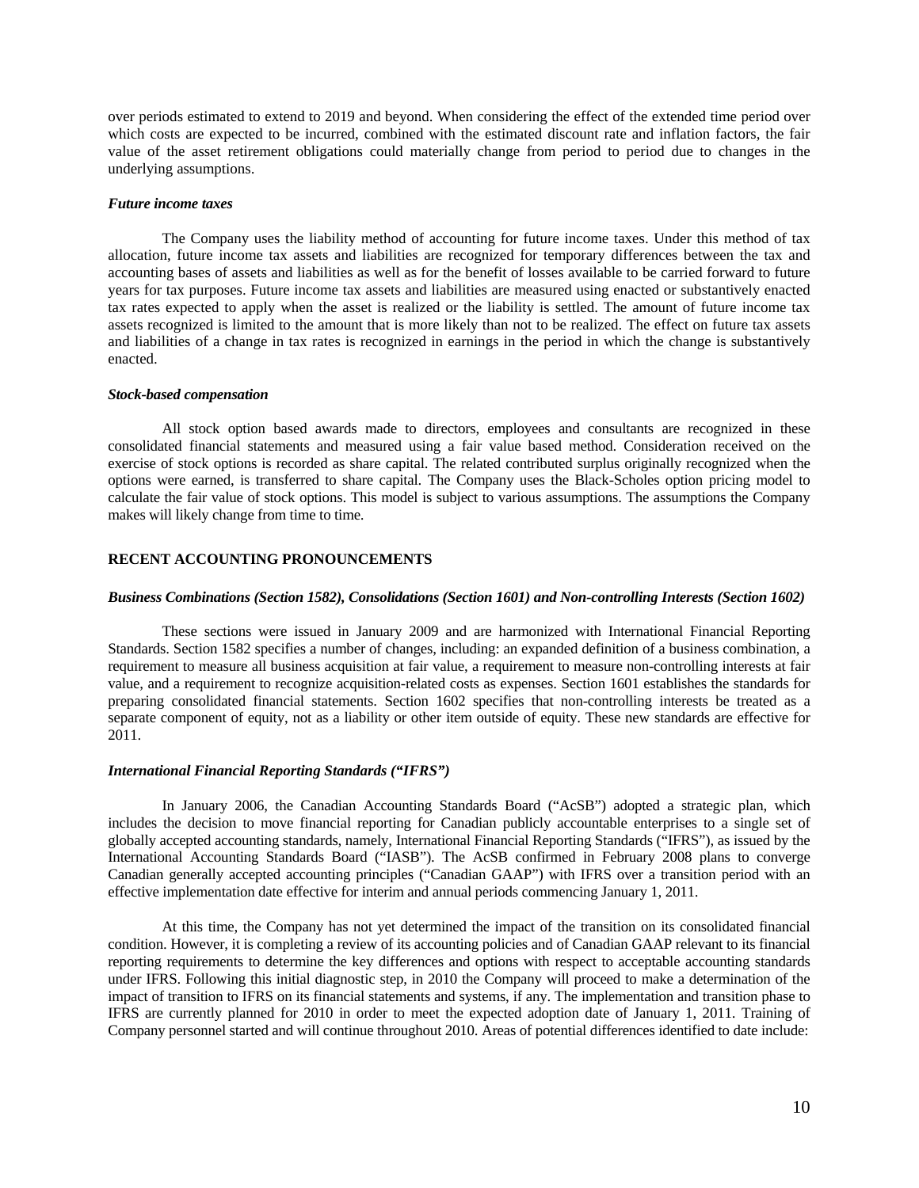over periods estimated to extend to 2019 and beyond. When considering the effect of the extended time period over which costs are expected to be incurred, combined with the estimated discount rate and inflation factors, the fair value of the asset retirement obligations could materially change from period to period due to changes in the underlying assumptions.

***Future income taxes***

The Company uses the liability method of accounting for future income taxes. Under this method of tax allocation, future income tax assets and liabilities are recognized for temporary differences between the tax and accounting bases of assets and liabilities as well as for the benefit of losses available to be carried forward to future years for tax purposes. Future income tax assets and liabilities are measured using enacted or substantively enacted tax rates expected to apply when the asset is realized or the liability is settled. The amount of future income tax assets recognized is limited to the amount that is more likely than not to be realized. The effect on future tax assets and liabilities of a change in tax rates is recognized in earnings in the period in which the change is substantively enacted.

***Stock-based compensation***

All stock option based awards made to directors, employees and consultants are recognized in these consolidated financial statements and measured using a fair value based method. Consideration received on the exercise of stock options is recorded as share capital. The related contributed surplus originally recognized when the options were earned, is transferred to share capital. The Company uses the Black-Scholes option pricing model to calculate the fair value of stock options. This model is subject to various assumptions. The assumptions the Company makes will likely change from time to time.

## RECENT ACCOUNTING PRONOUNCEMENTS

***Business Combinations (Section 1582), Consolidations (Section 1601) and Non-controlling Interests (Section 1602)***

These sections were issued in January 2009 and are harmonized with International Financial Reporting Standards. Section 1582 specifies a number of changes, including: an expanded definition of a business combination, a requirement to measure all business acquisition at fair value, a requirement to measure non-controlling interests at fair value, and a requirement to recognize acquisition-related costs as expenses. Section 1601 establishes the standards for preparing consolidated financial statements. Section 1602 specifies that non-controlling interests be treated as a separate component of equity, not as a liability or other item outside of equity. These new standards are effective for 2011.

***International Financial Reporting Standards ("IFRS")***

In January 2006, the Canadian Accounting Standards Board ("AcSB") adopted a strategic plan, which includes the decision to move financial reporting for Canadian publicly accountable enterprises to a single set of globally accepted accounting standards, namely, International Financial Reporting Standards ("IFRS"), as issued by the International Accounting Standards Board ("IASB"). The AcSB confirmed in February 2008 plans to converge Canadian generally accepted accounting principles ("Canadian GAAP") with IFRS over a transition period with an effective implementation date effective for interim and annual periods commencing January 1, 2011.

At this time, the Company has not yet determined the impact of the transition on its consolidated financial condition. However, it is completing a review of its accounting policies and of Canadian GAAP relevant to its financial reporting requirements to determine the key differences and options with respect to acceptable accounting standards under IFRS. Following this initial diagnostic step, in 2010 the Company will proceed to make a determination of the impact of transition to IFRS on its financial statements and systems, if any. The implementation and transition phase to IFRS are currently planned for 2010 in order to meet the expected adoption date of January 1, 2011. Training of Company personnel started and will continue throughout 2010. Areas of potential differences identified to date include: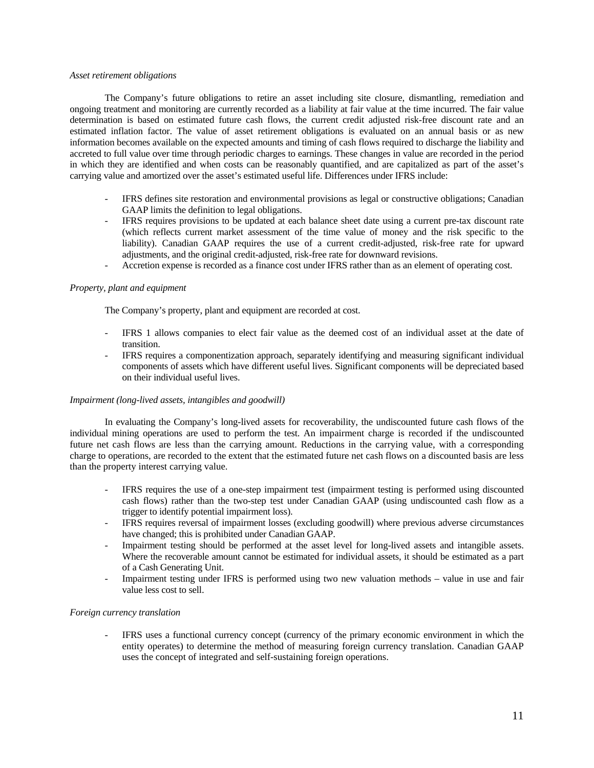*Asset retirement obligations*

The Company's future obligations to retire an asset including site closure, dismantling, remediation and ongoing treatment and monitoring are currently recorded as a liability at fair value at the time incurred. The fair value determination is based on estimated future cash flows, the current credit adjusted risk-free discount rate and an estimated inflation factor. The value of asset retirement obligations is evaluated on an annual basis or as new information becomes available on the expected amounts and timing of cash flows required to discharge the liability and accreted to full value over time through periodic charges to earnings. These changes in value are recorded in the period in which they are identified and when costs can be reasonably quantified, and are capitalized as part of the asset's carrying value and amortized over the asset's estimated useful life. Differences under IFRS include:

- IFRS defines site restoration and environmental provisions as legal or constructive obligations; Canadian GAAP limits the definition to legal obligations.
- IFRS requires provisions to be updated at each balance sheet date using a current pre-tax discount rate (which reflects current market assessment of the time value of money and the risk specific to the liability). Canadian GAAP requires the use of a current credit-adjusted, risk-free rate for upward adjustments, and the original credit-adjusted, risk-free rate for downward revisions.
- Accretion expense is recorded as a finance cost under IFRS rather than as an element of operating cost.

*Property, plant and equipment*

The Company's property, plant and equipment are recorded at cost.

- IFRS 1 allows companies to elect fair value as the deemed cost of an individual asset at the date of transition.
- IFRS requires a componentization approach, separately identifying and measuring significant individual components of assets which have different useful lives. Significant components will be depreciated based on their individual useful lives.

*Impairment (long-lived assets, intangibles and goodwill)*

In evaluating the Company's long-lived assets for recoverability, the undiscounted future cash flows of the individual mining operations are used to perform the test. An impairment charge is recorded if the undiscounted future net cash flows are less than the carrying amount. Reductions in the carrying value, with a corresponding charge to operations, are recorded to the extent that the estimated future net cash flows on a discounted basis are less than the property interest carrying value.

- IFRS requires the use of a one-step impairment test (impairment testing is performed using discounted cash flows) rather than the two-step test under Canadian GAAP (using undiscounted cash flow as a trigger to identify potential impairment loss).
- IFRS requires reversal of impairment losses (excluding goodwill) where previous adverse circumstances have changed; this is prohibited under Canadian GAAP.
- Impairment testing should be performed at the asset level for long-lived assets and intangible assets. Where the recoverable amount cannot be estimated for individual assets, it should be estimated as a part of a Cash Generating Unit.
- Impairment testing under IFRS is performed using two new valuation methods – value in use and fair value less cost to sell.

*Foreign currency translation*

- IFRS uses a functional currency concept (currency of the primary economic environment in which the entity operates) to determine the method of measuring foreign currency translation. Canadian GAAP uses the concept of integrated and self-sustaining foreign operations.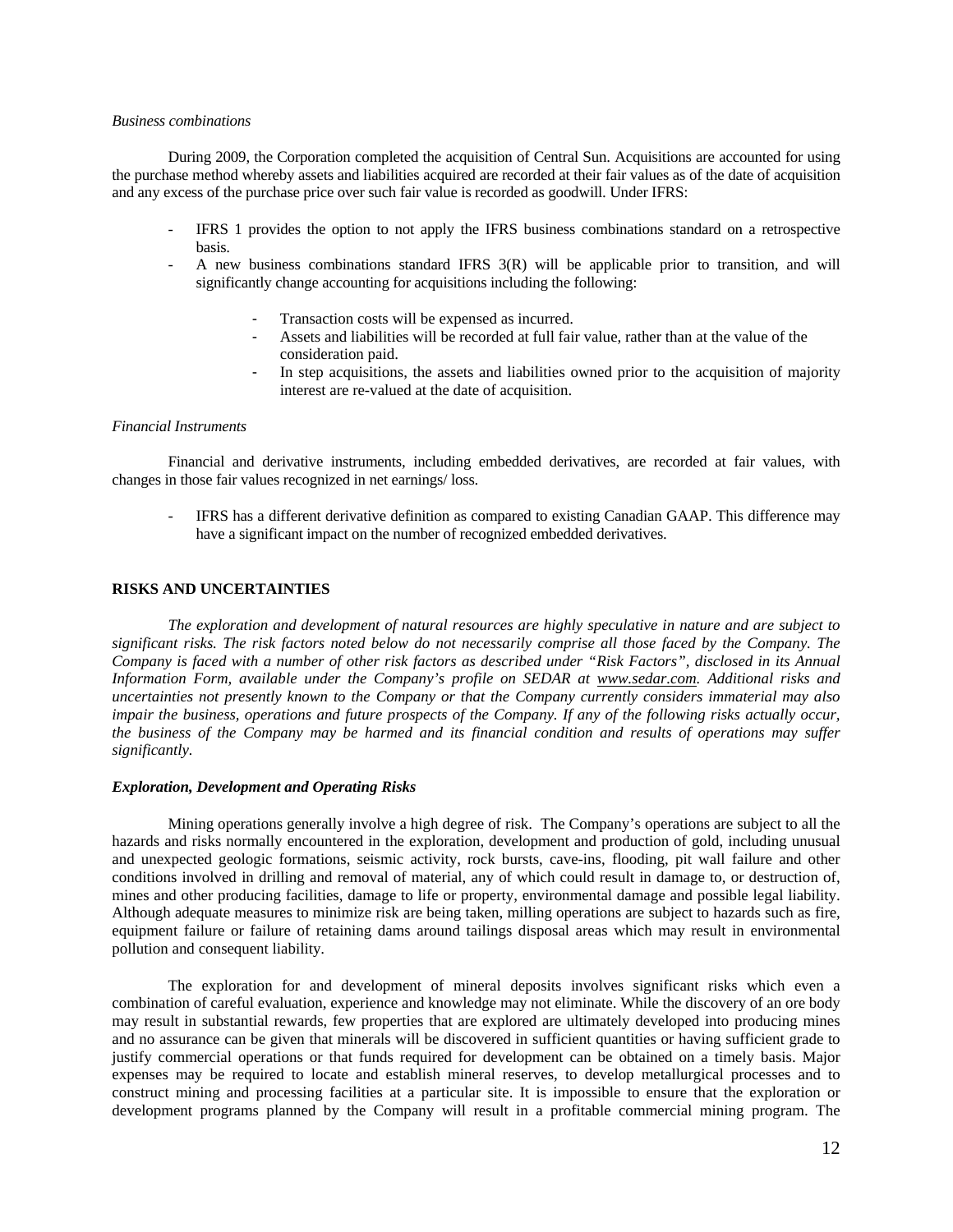*Business combinations*

During 2009, the Corporation completed the acquisition of Central Sun. Acquisitions are accounted for using the purchase method whereby assets and liabilities acquired are recorded at their fair values as of the date of acquisition and any excess of the purchase price over such fair value is recorded as goodwill. Under IFRS:

- IFRS 1 provides the option to not apply the IFRS business combinations standard on a retrospective basis.
- A new business combinations standard IFRS 3(R) will be applicable prior to transition, and will significantly change accounting for acquisitions including the following:
    - Transaction costs will be expensed as incurred.
    - Assets and liabilities will be recorded at full fair value, rather than at the value of the consideration paid.
    - In step acquisitions, the assets and liabilities owned prior to the acquisition of majority interest are re-valued at the date of acquisition.

*Financial Instruments*

Financial and derivative instruments, including embedded derivatives, are recorded at fair values, with changes in those fair values recognized in net earnings/ loss.

- IFRS has a different derivative definition as compared to existing Canadian GAAP. This difference may have a significant impact on the number of recognized embedded derivatives.

## RISKS AND UNCERTAINTIES

*The exploration and development of natural resources are highly speculative in nature and are subject to significant risks. The risk factors noted below do not necessarily comprise all those faced by the Company. The Company is faced with a number of other risk factors as described under "Risk Factors", disclosed in its Annual Information Form, available under the Company's profile on SEDAR at www.sedar.com. Additional risks and uncertainties not presently known to the Company or that the Company currently considers immaterial may also impair the business, operations and future prospects of the Company. If any of the following risks actually occur, the business of the Company may be harmed and its financial condition and results of operations may suffer significantly.*

***Exploration, Development and Operating Risks***

Mining operations generally involve a high degree of risk. The Company's operations are subject to all the hazards and risks normally encountered in the exploration, development and production of gold, including unusual and unexpected geologic formations, seismic activity, rock bursts, cave-ins, flooding, pit wall failure and other conditions involved in drilling and removal of material, any of which could result in damage to, or destruction of, mines and other producing facilities, damage to life or property, environmental damage and possible legal liability. Although adequate measures to minimize risk are being taken, milling operations are subject to hazards such as fire, equipment failure or failure of retaining dams around tailings disposal areas which may result in environmental pollution and consequent liability.

The exploration for and development of mineral deposits involves significant risks which even a combination of careful evaluation, experience and knowledge may not eliminate. While the discovery of an ore body may result in substantial rewards, few properties that are explored are ultimately developed into producing mines and no assurance can be given that minerals will be discovered in sufficient quantities or having sufficient grade to justify commercial operations or that funds required for development can be obtained on a timely basis. Major expenses may be required to locate and establish mineral reserves, to develop metallurgical processes and to construct mining and processing facilities at a particular site. It is impossible to ensure that the exploration or development programs planned by the Company will result in a profitable commercial mining program. The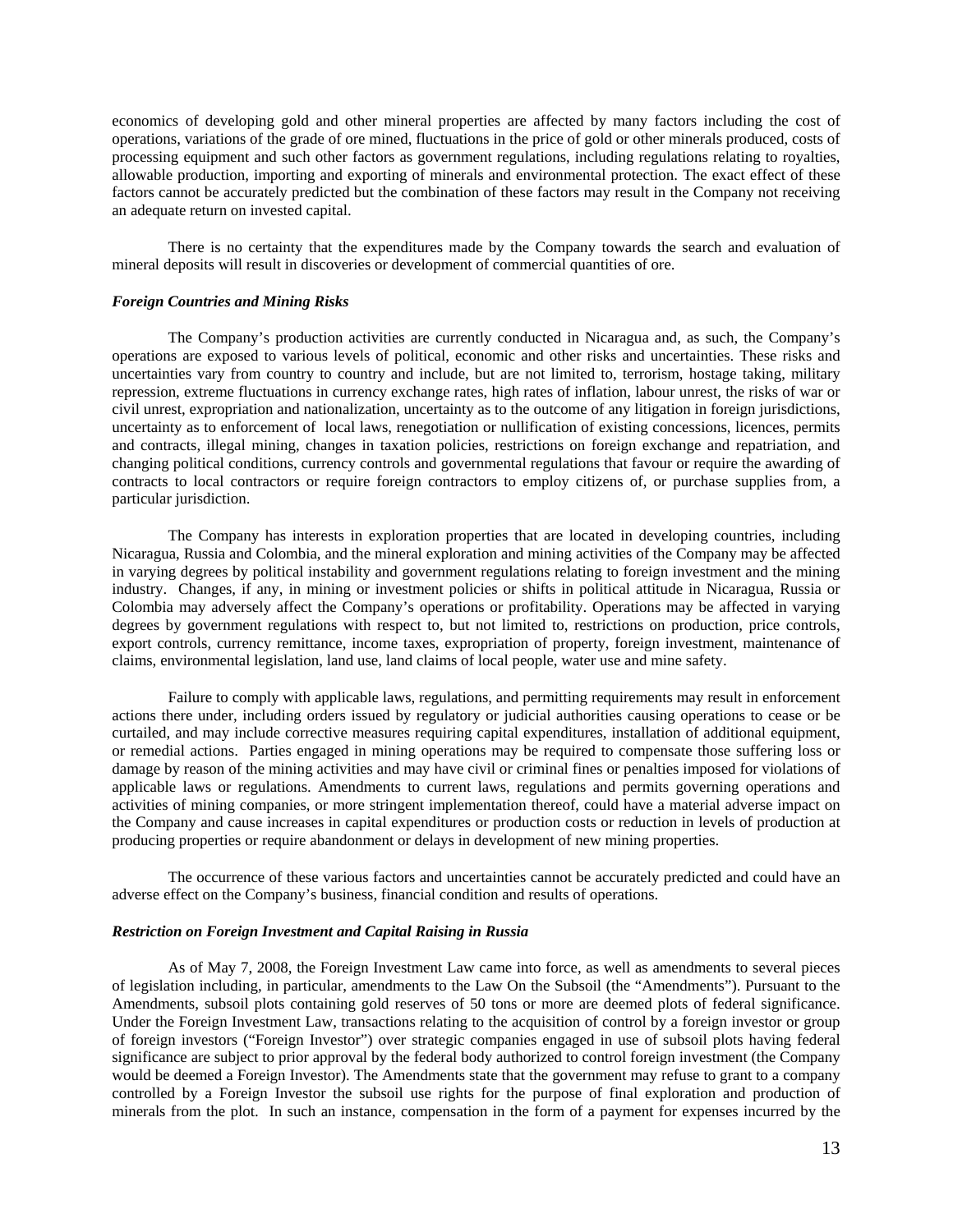economics of developing gold and other mineral properties are affected by many factors including the cost of operations, variations of the grade of ore mined, fluctuations in the price of gold or other minerals produced, costs of processing equipment and such other factors as government regulations, including regulations relating to royalties, allowable production, importing and exporting of minerals and environmental protection. The exact effect of these factors cannot be accurately predicted but the combination of these factors may result in the Company not receiving an adequate return on invested capital.

There is no certainty that the expenditures made by the Company towards the search and evaluation of mineral deposits will result in discoveries or development of commercial quantities of ore.

***Foreign Countries and Mining Risks***

The Company's production activities are currently conducted in Nicaragua and, as such, the Company's operations are exposed to various levels of political, economic and other risks and uncertainties. These risks and uncertainties vary from country to country and include, but are not limited to, terrorism, hostage taking, military repression, extreme fluctuations in currency exchange rates, high rates of inflation, labour unrest, the risks of war or civil unrest, expropriation and nationalization, uncertainty as to the outcome of any litigation in foreign jurisdictions, uncertainty as to enforcement of local laws, renegotiation or nullification of existing concessions, licences, permits and contracts, illegal mining, changes in taxation policies, restrictions on foreign exchange and repatriation, and changing political conditions, currency controls and governmental regulations that favour or require the awarding of contracts to local contractors or require foreign contractors to employ citizens of, or purchase supplies from, a particular jurisdiction.

The Company has interests in exploration properties that are located in developing countries, including Nicaragua, Russia and Colombia, and the mineral exploration and mining activities of the Company may be affected in varying degrees by political instability and government regulations relating to foreign investment and the mining industry. Changes, if any, in mining or investment policies or shifts in political attitude in Nicaragua, Russia or Colombia may adversely affect the Company's operations or profitability. Operations may be affected in varying degrees by government regulations with respect to, but not limited to, restrictions on production, price controls, export controls, currency remittance, income taxes, expropriation of property, foreign investment, maintenance of claims, environmental legislation, land use, land claims of local people, water use and mine safety.

Failure to comply with applicable laws, regulations, and permitting requirements may result in enforcement actions there under, including orders issued by regulatory or judicial authorities causing operations to cease or be curtailed, and may include corrective measures requiring capital expenditures, installation of additional equipment, or remedial actions. Parties engaged in mining operations may be required to compensate those suffering loss or damage by reason of the mining activities and may have civil or criminal fines or penalties imposed for violations of applicable laws or regulations. Amendments to current laws, regulations and permits governing operations and activities of mining companies, or more stringent implementation thereof, could have a material adverse impact on the Company and cause increases in capital expenditures or production costs or reduction in levels of production at producing properties or require abandonment or delays in development of new mining properties.

The occurrence of these various factors and uncertainties cannot be accurately predicted and could have an adverse effect on the Company's business, financial condition and results of operations.

***Restriction on Foreign Investment and Capital Raising in Russia***

As of May 7, 2008, the Foreign Investment Law came into force, as well as amendments to several pieces of legislation including, in particular, amendments to the Law On the Subsoil (the "Amendments"). Pursuant to the Amendments, subsoil plots containing gold reserves of 50 tons or more are deemed plots of federal significance. Under the Foreign Investment Law, transactions relating to the acquisition of control by a foreign investor or group of foreign investors ("Foreign Investor") over strategic companies engaged in use of subsoil plots having federal significance are subject to prior approval by the federal body authorized to control foreign investment (the Company would be deemed a Foreign Investor). The Amendments state that the government may refuse to grant to a company controlled by a Foreign Investor the subsoil use rights for the purpose of final exploration and production of minerals from the plot. In such an instance, compensation in the form of a payment for expenses incurred by the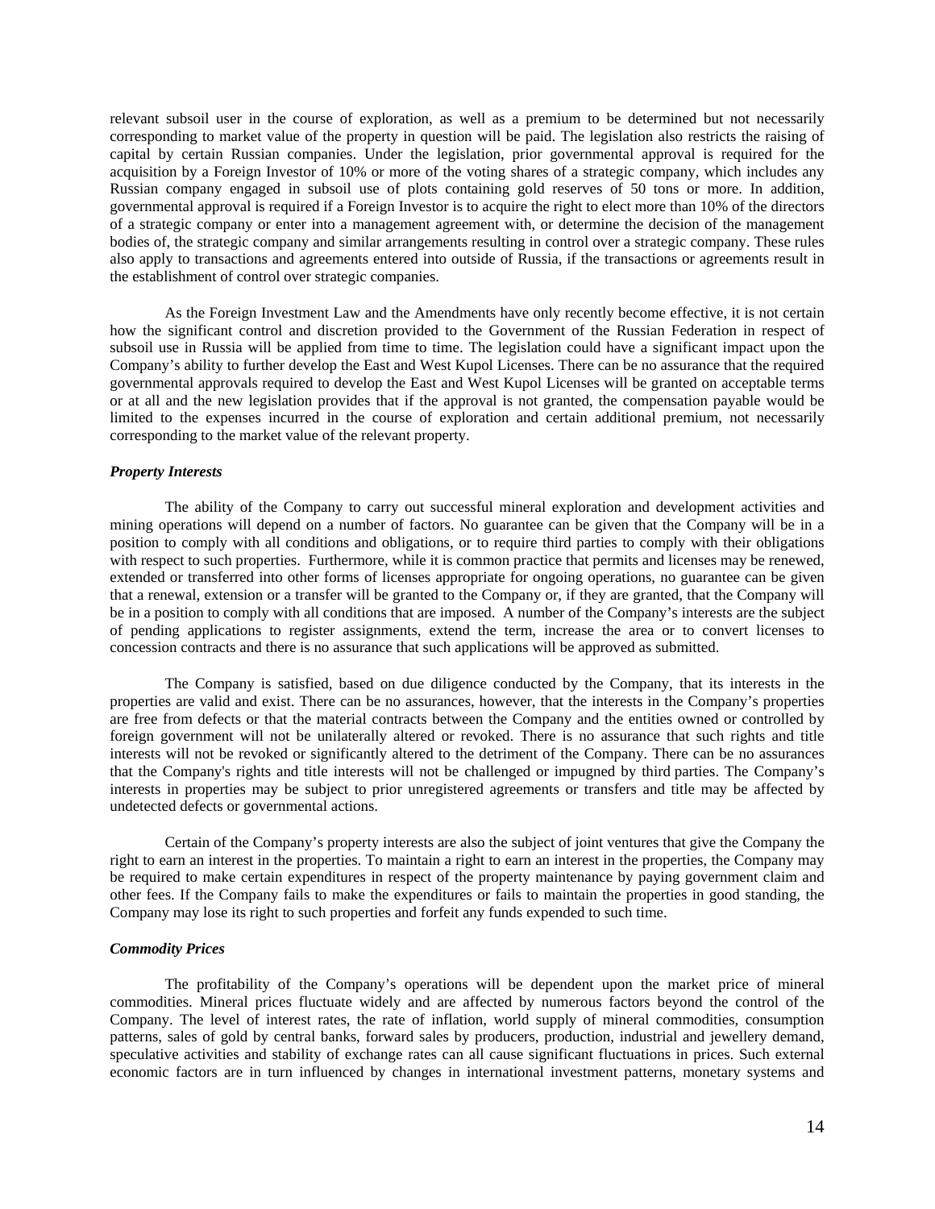relevant subsoil user in the course of exploration, as well as a premium to be determined but not necessarily corresponding to market value of the property in question will be paid. The legislation also restricts the raising of capital by certain Russian companies. Under the legislation, prior governmental approval is required for the acquisition by a Foreign Investor of 10% or more of the voting shares of a strategic company, which includes any Russian company engaged in subsoil use of plots containing gold reserves of 50 tons or more. In addition, governmental approval is required if a Foreign Investor is to acquire the right to elect more than 10% of the directors of a strategic company or enter into a management agreement with, or determine the decision of the management bodies of, the strategic company and similar arrangements resulting in control over a strategic company. These rules also apply to transactions and agreements entered into outside of Russia, if the transactions or agreements result in the establishment of control over strategic companies.

As the Foreign Investment Law and the Amendments have only recently become effective, it is not certain how the significant control and discretion provided to the Government of the Russian Federation in respect of subsoil use in Russia will be applied from time to time. The legislation could have a significant impact upon the Company's ability to further develop the East and West Kupol Licenses. There can be no assurance that the required governmental approvals required to develop the East and West Kupol Licenses will be granted on acceptable terms or at all and the new legislation provides that if the approval is not granted, the compensation payable would be limited to the expenses incurred in the course of exploration and certain additional premium, not necessarily corresponding to the market value of the relevant property.

***Property Interests***

The ability of the Company to carry out successful mineral exploration and development activities and mining operations will depend on a number of factors. No guarantee can be given that the Company will be in a position to comply with all conditions and obligations, or to require third parties to comply with their obligations with respect to such properties. Furthermore, while it is common practice that permits and licenses may be renewed, extended or transferred into other forms of licenses appropriate for ongoing operations, no guarantee can be given that a renewal, extension or a transfer will be granted to the Company or, if they are granted, that the Company will be in a position to comply with all conditions that are imposed. A number of the Company's interests are the subject of pending applications to register assignments, extend the term, increase the area or to convert licenses to concession contracts and there is no assurance that such applications will be approved as submitted.

The Company is satisfied, based on due diligence conducted by the Company, that its interests in the properties are valid and exist. There can be no assurances, however, that the interests in the Company's properties are free from defects or that the material contracts between the Company and the entities owned or controlled by foreign government will not be unilaterally altered or revoked. There is no assurance that such rights and title interests will not be revoked or significantly altered to the detriment of the Company. There can be no assurances that the Company's rights and title interests will not be challenged or impugned by third parties. The Company's interests in properties may be subject to prior unregistered agreements or transfers and title may be affected by undetected defects or governmental actions.

Certain of the Company's property interests are also the subject of joint ventures that give the Company the right to earn an interest in the properties. To maintain a right to earn an interest in the properties, the Company may be required to make certain expenditures in respect of the property maintenance by paying government claim and other fees. If the Company fails to make the expenditures or fails to maintain the properties in good standing, the Company may lose its right to such properties and forfeit any funds expended to such time.

***Commodity Prices***

The profitability of the Company's operations will be dependent upon the market price of mineral commodities. Mineral prices fluctuate widely and are affected by numerous factors beyond the control of the Company. The level of interest rates, the rate of inflation, world supply of mineral commodities, consumption patterns, sales of gold by central banks, forward sales by producers, production, industrial and jewellery demand, speculative activities and stability of exchange rates can all cause significant fluctuations in prices. Such external economic factors are in turn influenced by changes in international investment patterns, monetary systems and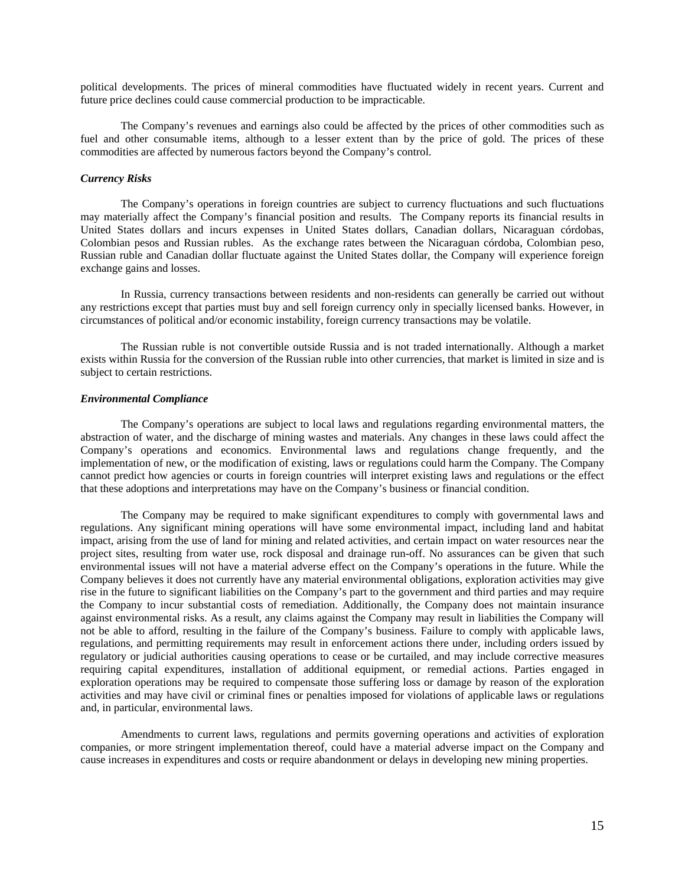political developments. The prices of mineral commodities have fluctuated widely in recent years. Current and future price declines could cause commercial production to be impracticable.

The Company's revenues and earnings also could be affected by the prices of other commodities such as fuel and other consumable items, although to a lesser extent than by the price of gold. The prices of these commodities are affected by numerous factors beyond the Company's control.

***Currency Risks***

The Company's operations in foreign countries are subject to currency fluctuations and such fluctuations may materially affect the Company's financial position and results. The Company reports its financial results in United States dollars and incurs expenses in United States dollars, Canadian dollars, Nicaraguan córdobas, Colombian pesos and Russian rubles. As the exchange rates between the Nicaraguan córdoba, Colombian peso, Russian ruble and Canadian dollar fluctuate against the United States dollar, the Company will experience foreign exchange gains and losses.

In Russia, currency transactions between residents and non-residents can generally be carried out without any restrictions except that parties must buy and sell foreign currency only in specially licensed banks. However, in circumstances of political and/or economic instability, foreign currency transactions may be volatile.

The Russian ruble is not convertible outside Russia and is not traded internationally. Although a market exists within Russia for the conversion of the Russian ruble into other currencies, that market is limited in size and is subject to certain restrictions.

***Environmental Compliance***

The Company's operations are subject to local laws and regulations regarding environmental matters, the abstraction of water, and the discharge of mining wastes and materials. Any changes in these laws could affect the Company's operations and economics. Environmental laws and regulations change frequently, and the implementation of new, or the modification of existing, laws or regulations could harm the Company. The Company cannot predict how agencies or courts in foreign countries will interpret existing laws and regulations or the effect that these adoptions and interpretations may have on the Company's business or financial condition.

The Company may be required to make significant expenditures to comply with governmental laws and regulations. Any significant mining operations will have some environmental impact, including land and habitat impact, arising from the use of land for mining and related activities, and certain impact on water resources near the project sites, resulting from water use, rock disposal and drainage run-off. No assurances can be given that such environmental issues will not have a material adverse effect on the Company's operations in the future. While the Company believes it does not currently have any material environmental obligations, exploration activities may give rise in the future to significant liabilities on the Company's part to the government and third parties and may require the Company to incur substantial costs of remediation. Additionally, the Company does not maintain insurance against environmental risks. As a result, any claims against the Company may result in liabilities the Company will not be able to afford, resulting in the failure of the Company's business. Failure to comply with applicable laws, regulations, and permitting requirements may result in enforcement actions there under, including orders issued by regulatory or judicial authorities causing operations to cease or be curtailed, and may include corrective measures requiring capital expenditures, installation of additional equipment, or remedial actions. Parties engaged in exploration operations may be required to compensate those suffering loss or damage by reason of the exploration activities and may have civil or criminal fines or penalties imposed for violations of applicable laws or regulations and, in particular, environmental laws.

Amendments to current laws, regulations and permits governing operations and activities of exploration companies, or more stringent implementation thereof, could have a material adverse impact on the Company and cause increases in expenditures and costs or require abandonment or delays in developing new mining properties.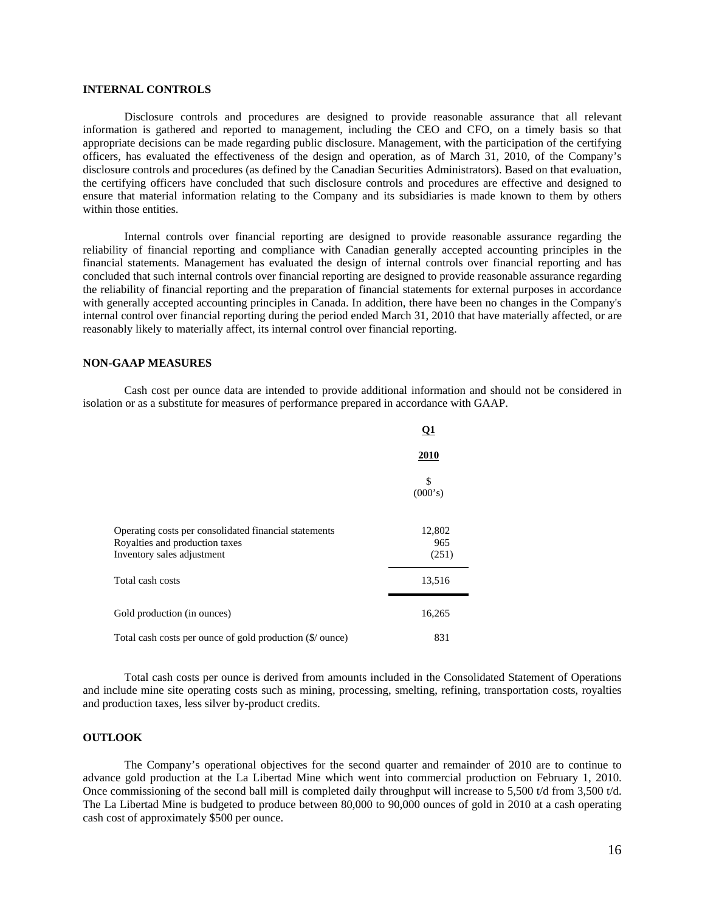## INTERNAL CONTROLS

Disclosure controls and procedures are designed to provide reasonable assurance that all relevant information is gathered and reported to management, including the CEO and CFO, on a timely basis so that appropriate decisions can be made regarding public disclosure. Management, with the participation of the certifying officers, has evaluated the effectiveness of the design and operation, as of March 31, 2010, of the Company's disclosure controls and procedures (as defined by the Canadian Securities Administrators). Based on that evaluation, the certifying officers have concluded that such disclosure controls and procedures are effective and designed to ensure that material information relating to the Company and its subsidiaries is made known to them by others within those entities.

Internal controls over financial reporting are designed to provide reasonable assurance regarding the reliability of financial reporting and compliance with Canadian generally accepted accounting principles in the financial statements. Management has evaluated the design of internal controls over financial reporting and has concluded that such internal controls over financial reporting are designed to provide reasonable assurance regarding the reliability of financial reporting and the preparation of financial statements for external purposes in accordance with generally accepted accounting principles in Canada. In addition, there have been no changes in the Company's internal control over financial reporting during the period ended March 31, 2010 that have materially affected, or are reasonably likely to materially affect, its internal control over financial reporting.

## NON-GAAP MEASURES

Cash cost per ounce data are intended to provide additional information and should not be considered in isolation or as a substitute for measures of performance prepared in accordance with GAAP.

| | Q1 2010 $ (000's) |
|---|---|
| Operating costs per consolidated financial statements | 12,802 |
| Royalties and production taxes | 965 |
| Inventory sales adjustment | (251) |
| Total cash costs | 13,516 |
| Gold production (in ounces) | 16,265 |
| Total cash costs per ounce of gold production ($/ ounce) | 831 |

Total cash costs per ounce is derived from amounts included in the Consolidated Statement of Operations and include mine site operating costs such as mining, processing, smelting, refining, transportation costs, royalties and production taxes, less silver by-product credits.

## OUTLOOK

The Company's operational objectives for the second quarter and remainder of 2010 are to continue to advance gold production at the La Libertad Mine which went into commercial production on February 1, 2010. Once commissioning of the second ball mill is completed daily throughput will increase to 5,500 t/d from 3,500 t/d. The La Libertad Mine is budgeted to produce between 80,000 to 90,000 ounces of gold in 2010 at a cash operating cash cost of approximately $500 per ounce.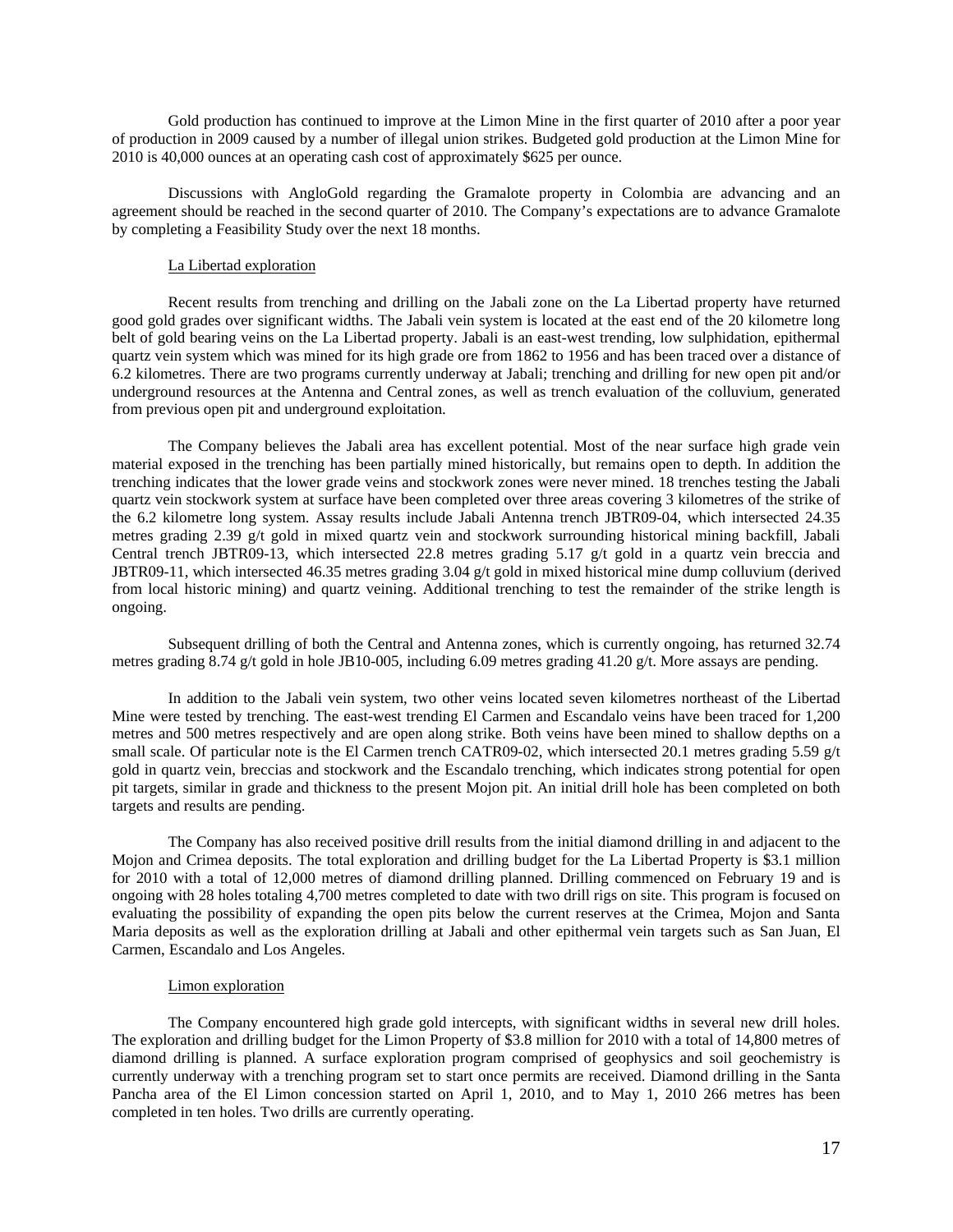Gold production has continued to improve at the Limon Mine in the first quarter of 2010 after a poor year of production in 2009 caused by a number of illegal union strikes. Budgeted gold production at the Limon Mine for 2010 is 40,000 ounces at an operating cash cost of approximately $625 per ounce.

Discussions with AngloGold regarding the Gramalote property in Colombia are advancing and an agreement should be reached in the second quarter of 2010. The Company's expectations are to advance Gramalote by completing a Feasibility Study over the next 18 months.

La Libertad exploration

Recent results from trenching and drilling on the Jabali zone on the La Libertad property have returned good gold grades over significant widths. The Jabali vein system is located at the east end of the 20 kilometre long belt of gold bearing veins on the La Libertad property. Jabali is an east-west trending, low sulphidation, epithermal quartz vein system which was mined for its high grade ore from 1862 to 1956 and has been traced over a distance of 6.2 kilometres. There are two programs currently underway at Jabali; trenching and drilling for new open pit and/or underground resources at the Antenna and Central zones, as well as trench evaluation of the colluvium, generated from previous open pit and underground exploitation.

The Company believes the Jabali area has excellent potential. Most of the near surface high grade vein material exposed in the trenching has been partially mined historically, but remains open to depth. In addition the trenching indicates that the lower grade veins and stockwork zones were never mined. 18 trenches testing the Jabali quartz vein stockwork system at surface have been completed over three areas covering 3 kilometres of the strike of the 6.2 kilometre long system. Assay results include Jabali Antenna trench JBTR09-04, which intersected 24.35 metres grading 2.39 g/t gold in mixed quartz vein and stockwork surrounding historical mining backfill, Jabali Central trench JBTR09-13, which intersected 22.8 metres grading 5.17 g/t gold in a quartz vein breccia and JBTR09-11, which intersected 46.35 metres grading 3.04 g/t gold in mixed historical mine dump colluvium (derived from local historic mining) and quartz veining. Additional trenching to test the remainder of the strike length is ongoing.

Subsequent drilling of both the Central and Antenna zones, which is currently ongoing, has returned 32.74 metres grading 8.74 g/t gold in hole JB10-005, including 6.09 metres grading 41.20 g/t. More assays are pending.

In addition to the Jabali vein system, two other veins located seven kilometres northeast of the Libertad Mine were tested by trenching. The east-west trending El Carmen and Escandalo veins have been traced for 1,200 metres and 500 metres respectively and are open along strike. Both veins have been mined to shallow depths on a small scale. Of particular note is the El Carmen trench CATR09-02, which intersected 20.1 metres grading 5.59 g/t gold in quartz vein, breccias and stockwork and the Escandalo trenching, which indicates strong potential for open pit targets, similar in grade and thickness to the present Mojon pit. An initial drill hole has been completed on both targets and results are pending.

The Company has also received positive drill results from the initial diamond drilling in and adjacent to the Mojon and Crimea deposits. The total exploration and drilling budget for the La Libertad Property is $3.1 million for 2010 with a total of 12,000 metres of diamond drilling planned. Drilling commenced on February 19 and is ongoing with 28 holes totaling 4,700 metres completed to date with two drill rigs on site. This program is focused on evaluating the possibility of expanding the open pits below the current reserves at the Crimea, Mojon and Santa Maria deposits as well as the exploration drilling at Jabali and other epithermal vein targets such as San Juan, El Carmen, Escandalo and Los Angeles.

Limon exploration

The Company encountered high grade gold intercepts, with significant widths in several new drill holes. The exploration and drilling budget for the Limon Property of $3.8 million for 2010 with a total of 14,800 metres of diamond drilling is planned. A surface exploration program comprised of geophysics and soil geochemistry is currently underway with a trenching program set to start once permits are received. Diamond drilling in the Santa Pancha area of the El Limon concession started on April 1, 2010, and to May 1, 2010 266 metres has been completed in ten holes. Two drills are currently operating.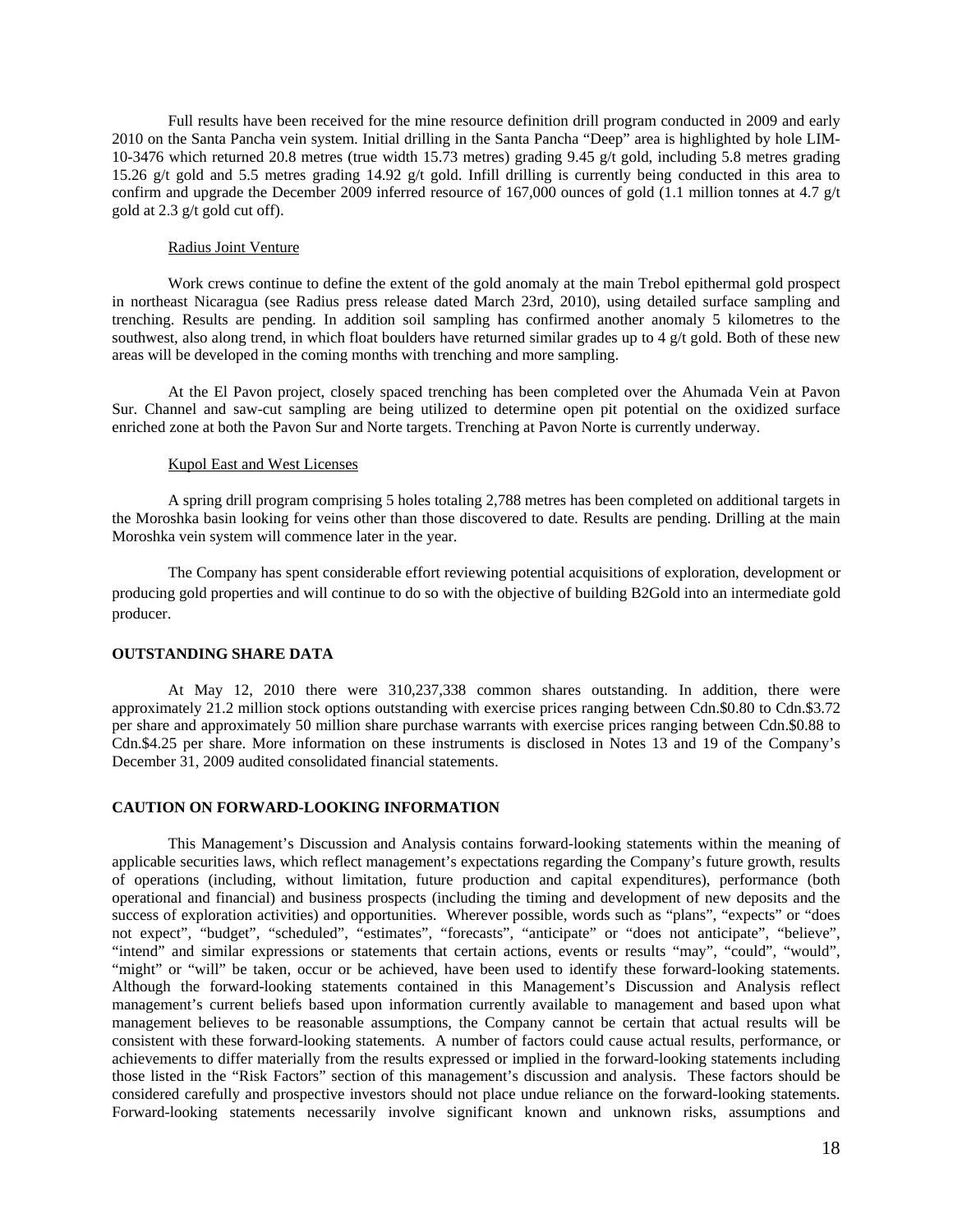Full results have been received for the mine resource definition drill program conducted in 2009 and early 2010 on the Santa Pancha vein system. Initial drilling in the Santa Pancha "Deep" area is highlighted by hole LIM-10-3476 which returned 20.8 metres (true width 15.73 metres) grading 9.45 g/t gold, including 5.8 metres grading 15.26 g/t gold and 5.5 metres grading 14.92 g/t gold. Infill drilling is currently being conducted in this area to confirm and upgrade the December 2009 inferred resource of 167,000 ounces of gold (1.1 million tonnes at 4.7 g/t gold at 2.3 g/t gold cut off).

Radius Joint Venture

Work crews continue to define the extent of the gold anomaly at the main Trebol epithermal gold prospect in northeast Nicaragua (see Radius press release dated March 23rd, 2010), using detailed surface sampling and trenching. Results are pending. In addition soil sampling has confirmed another anomaly 5 kilometres to the southwest, also along trend, in which float boulders have returned similar grades up to 4 g/t gold. Both of these new areas will be developed in the coming months with trenching and more sampling.

At the El Pavon project, closely spaced trenching has been completed over the Ahumada Vein at Pavon Sur. Channel and saw-cut sampling are being utilized to determine open pit potential on the oxidized surface enriched zone at both the Pavon Sur and Norte targets. Trenching at Pavon Norte is currently underway.

Kupol East and West Licenses

A spring drill program comprising 5 holes totaling 2,788 metres has been completed on additional targets in the Moroshka basin looking for veins other than those discovered to date. Results are pending. Drilling at the main Moroshka vein system will commence later in the year.

The Company has spent considerable effort reviewing potential acquisitions of exploration, development or producing gold properties and will continue to do so with the objective of building B2Gold into an intermediate gold producer.

**OUTSTANDING SHARE DATA**

At May 12, 2010 there were 310,237,338 common shares outstanding. In addition, there were approximately 21.2 million stock options outstanding with exercise prices ranging between Cdn.$0.80 to Cdn.$3.72 per share and approximately 50 million share purchase warrants with exercise prices ranging between Cdn.$0.88 to Cdn.$4.25 per share. More information on these instruments is disclosed in Notes 13 and 19 of the Company's December 31, 2009 audited consolidated financial statements.

**CAUTION ON FORWARD-LOOKING INFORMATION**

This Management's Discussion and Analysis contains forward-looking statements within the meaning of applicable securities laws, which reflect management's expectations regarding the Company's future growth, results of operations (including, without limitation, future production and capital expenditures), performance (both operational and financial) and business prospects (including the timing and development of new deposits and the success of exploration activities) and opportunities. Wherever possible, words such as "plans", "expects" or "does not expect", "budget", "scheduled", "estimates", "forecasts", "anticipate" or "does not anticipate", "believe", "intend" and similar expressions or statements that certain actions, events or results "may", "could", "would", "might" or "will" be taken, occur or be achieved, have been used to identify these forward-looking statements. Although the forward-looking statements contained in this Management's Discussion and Analysis reflect management's current beliefs based upon information currently available to management and based upon what management believes to be reasonable assumptions, the Company cannot be certain that actual results will be consistent with these forward-looking statements. A number of factors could cause actual results, performance, or achievements to differ materially from the results expressed or implied in the forward-looking statements including those listed in the "Risk Factors" section of this management's discussion and analysis. These factors should be considered carefully and prospective investors should not place undue reliance on the forward-looking statements. Forward-looking statements necessarily involve significant known and unknown risks, assumptions and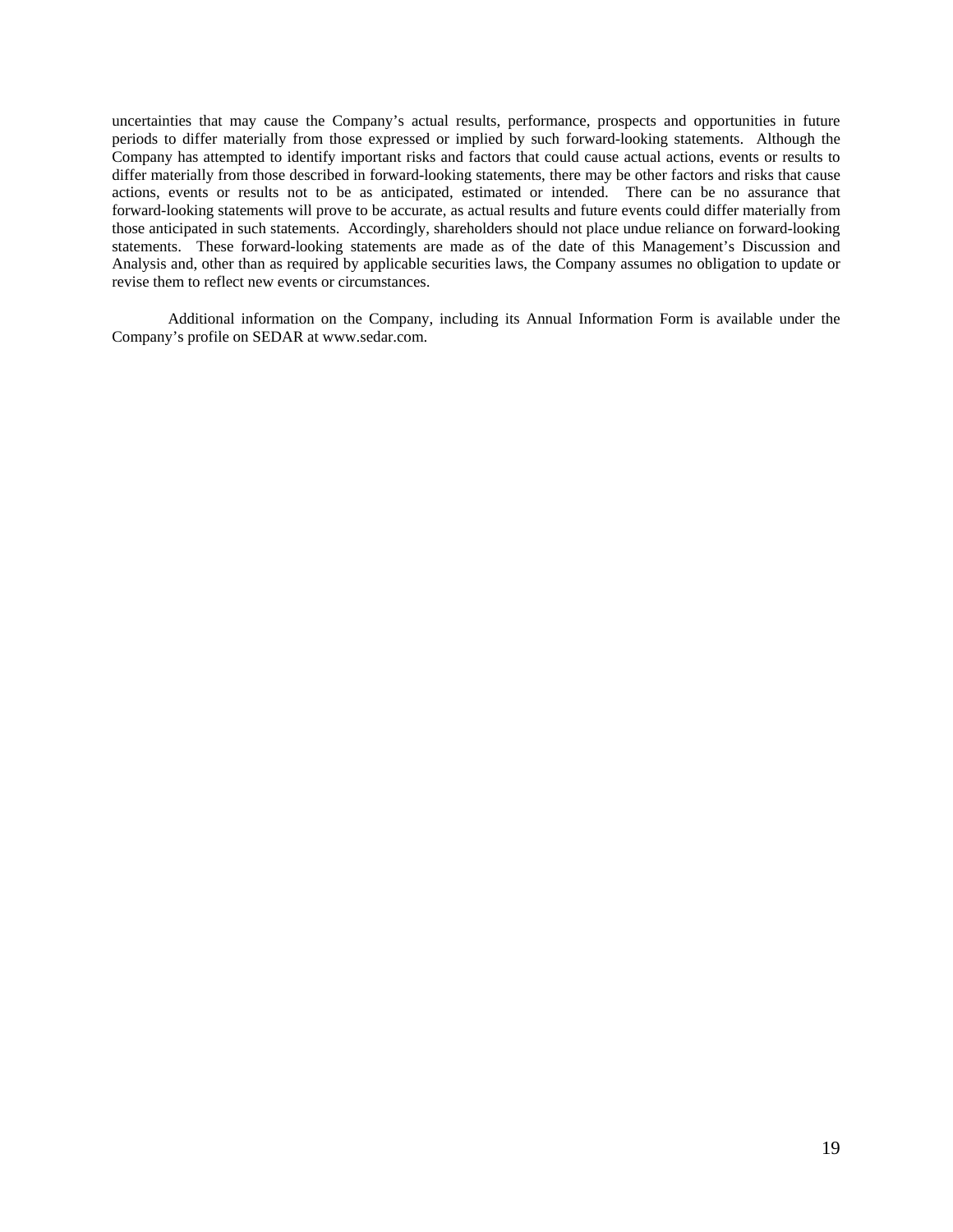uncertainties that may cause the Company's actual results, performance, prospects and opportunities in future periods to differ materially from those expressed or implied by such forward-looking statements. Although the Company has attempted to identify important risks and factors that could cause actual actions, events or results to differ materially from those described in forward-looking statements, there may be other factors and risks that cause actions, events or results not to be as anticipated, estimated or intended. There can be no assurance that forward-looking statements will prove to be accurate, as actual results and future events could differ materially from those anticipated in such statements. Accordingly, shareholders should not place undue reliance on forward-looking statements. These forward-looking statements are made as of the date of this Management's Discussion and Analysis and, other than as required by applicable securities laws, the Company assumes no obligation to update or revise them to reflect new events or circumstances.

Additional information on the Company, including its Annual Information Form is available under the Company's profile on SEDAR at www.sedar.com.